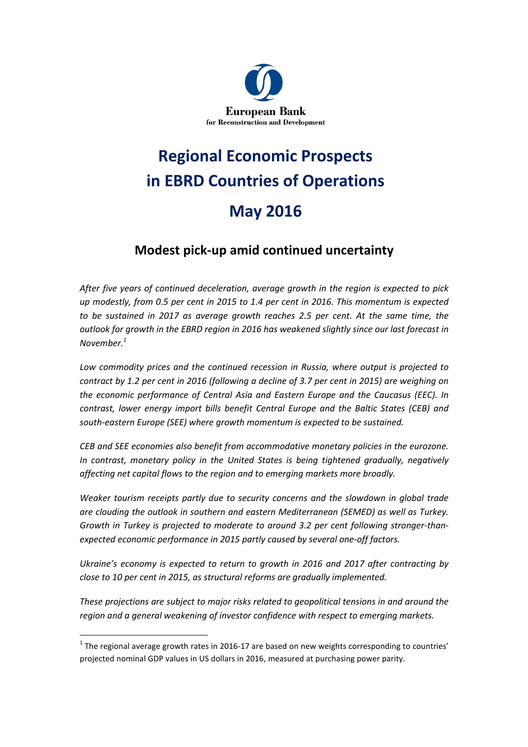European Bank
for Reconstruction and Development

# Regional Economic Prospects in EBRD Countries of Operations

# May 2016

## Modest pick-up amid continued uncertainty

*After five years of continued deceleration, average growth in the region is expected to pick up modestly, from 0.5 per cent in 2015 to 1.4 per cent in 2016. This momentum is expected to be sustained in 2017 as average growth reaches 2.5 per cent. At the same time, the outlook for growth in the EBRD region in 2016 has weakened slightly since our last forecast in November.*[1]

*Low commodity prices and the continued recession in Russia, where output is projected to contract by 1.2 per cent in 2016 (following a decline of 3.7 per cent in 2015) are weighing on the economic performance of Central Asia and Eastern Europe and the Caucasus (EEC). In contrast, lower energy import bills benefit Central Europe and the Baltic States (CEB) and south-eastern Europe (SEE) where growth momentum is expected to be sustained.*

*CEB and SEE economies also benefit from accommodative monetary policies in the eurozone. In contrast, monetary policy in the United States is being tightened gradually, negatively affecting net capital flows to the region and to emerging markets more broadly.*

*Weaker tourism receipts partly due to security concerns and the slowdown in global trade are clouding the outlook in southern and eastern Mediterranean (SEMED) as well as Turkey. Growth in Turkey is projected to moderate to around 3.2 per cent following stronger-than-expected economic performance in 2015 partly caused by several one-off factors.*

*Ukraine's economy is expected to return to growth in 2016 and 2017 after contracting by close to 10 per cent in 2015, as structural reforms are gradually implemented.*

*These projections are subject to major risks related to geopolitical tensions in and around the region and a general weakening of investor confidence with respect to emerging markets.*

---

[1] The regional average growth rates in 2016-17 are based on new weights corresponding to countries' projected nominal GDP values in US dollars in 2016, measured at purchasing power parity.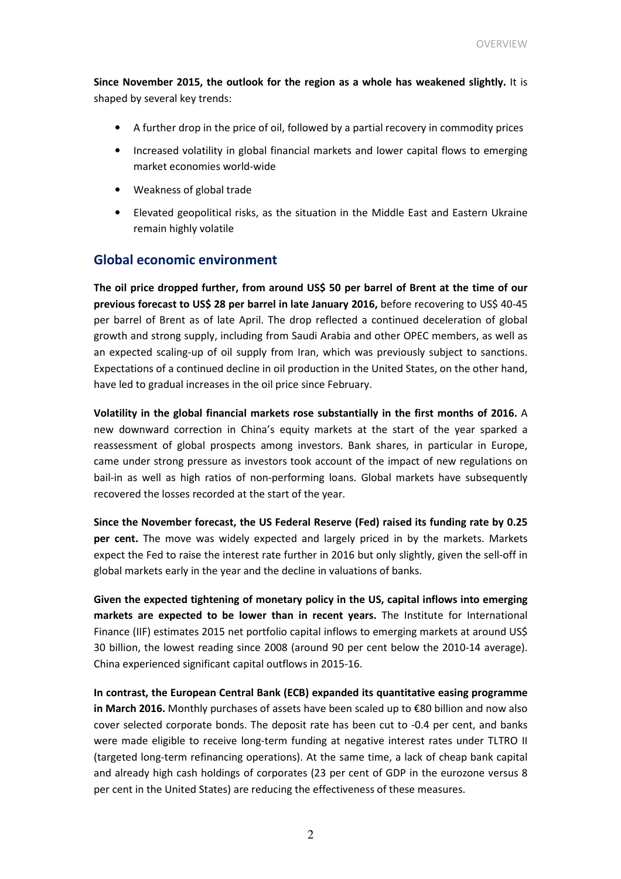**Since November 2015, the outlook for the region as a whole has weakened slightly.** It is shaped by several key trends:

- A further drop in the price of oil, followed by a partial recovery in commodity prices
- Increased volatility in global financial markets and lower capital flows to emerging market economies world-wide
- Weakness of global trade
- Elevated geopolitical risks, as the situation in the Middle East and Eastern Ukraine remain highly volatile

## Global economic environment

**The oil price dropped further, from around US$ 50 per barrel of Brent at the time of our previous forecast to US$ 28 per barrel in late January 2016,** before recovering to US$ 40-45 per barrel of Brent as of late April. The drop reflected a continued deceleration of global growth and strong supply, including from Saudi Arabia and other OPEC members, as well as an expected scaling-up of oil supply from Iran, which was previously subject to sanctions. Expectations of a continued decline in oil production in the United States, on the other hand, have led to gradual increases in the oil price since February.

**Volatility in the global financial markets rose substantially in the first months of 2016.** A new downward correction in China's equity markets at the start of the year sparked a reassessment of global prospects among investors. Bank shares, in particular in Europe, came under strong pressure as investors took account of the impact of new regulations on bail-in as well as high ratios of non-performing loans. Global markets have subsequently recovered the losses recorded at the start of the year.

**Since the November forecast, the US Federal Reserve (Fed) raised its funding rate by 0.25 per cent.** The move was widely expected and largely priced in by the markets. Markets expect the Fed to raise the interest rate further in 2016 but only slightly, given the sell-off in global markets early in the year and the decline in valuations of banks.

**Given the expected tightening of monetary policy in the US, capital inflows into emerging markets are expected to be lower than in recent years.** The Institute for International Finance (IIF) estimates 2015 net portfolio capital inflows to emerging markets at around US$ 30 billion, the lowest reading since 2008 (around 90 per cent below the 2010-14 average). China experienced significant capital outflows in 2015-16.

**In contrast, the European Central Bank (ECB) expanded its quantitative easing programme in March 2016.** Monthly purchases of assets have been scaled up to €80 billion and now also cover selected corporate bonds. The deposit rate has been cut to -0.4 per cent, and banks were made eligible to receive long-term funding at negative interest rates under TLTRO II (targeted long-term refinancing operations). At the same time, a lack of cheap bank capital and already high cash holdings of corporates (23 per cent of GDP in the eurozone versus 8 per cent in the United States) are reducing the effectiveness of these measures.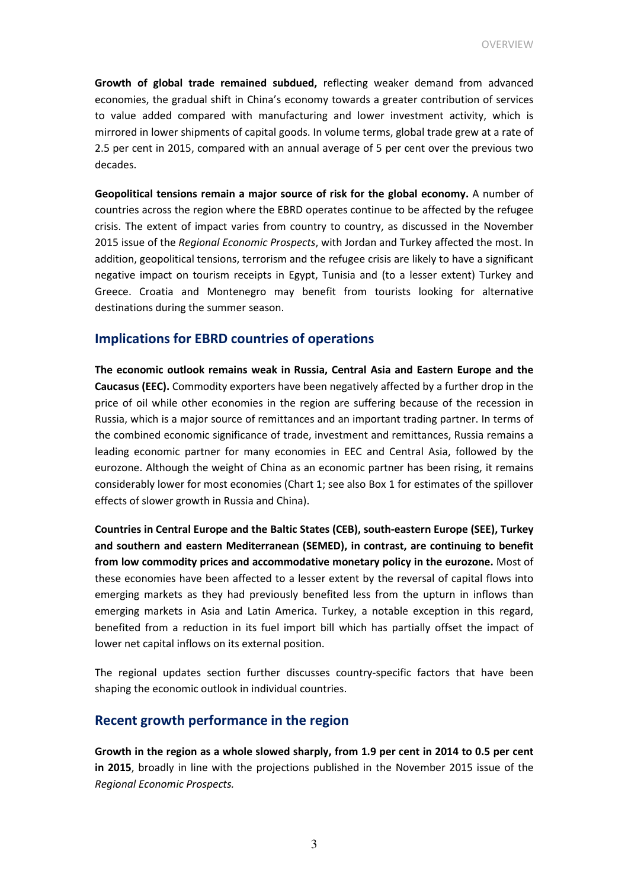**Growth of global trade remained subdued,** reflecting weaker demand from advanced economies, the gradual shift in China's economy towards a greater contribution of services to value added compared with manufacturing and lower investment activity, which is mirrored in lower shipments of capital goods. In volume terms, global trade grew at a rate of 2.5 per cent in 2015, compared with an annual average of 5 per cent over the previous two decades.

**Geopolitical tensions remain a major source of risk for the global economy.** A number of countries across the region where the EBRD operates continue to be affected by the refugee crisis. The extent of impact varies from country to country, as discussed in the November 2015 issue of the *Regional Economic Prospects*, with Jordan and Turkey affected the most. In addition, geopolitical tensions, terrorism and the refugee crisis are likely to have a significant negative impact on tourism receipts in Egypt, Tunisia and (to a lesser extent) Turkey and Greece. Croatia and Montenegro may benefit from tourists looking for alternative destinations during the summer season.

## Implications for EBRD countries of operations

**The economic outlook remains weak in Russia, Central Asia and Eastern Europe and the Caucasus (EEC).** Commodity exporters have been negatively affected by a further drop in the price of oil while other economies in the region are suffering because of the recession in Russia, which is a major source of remittances and an important trading partner. In terms of the combined economic significance of trade, investment and remittances, Russia remains a leading economic partner for many economies in EEC and Central Asia, followed by the eurozone. Although the weight of China as an economic partner has been rising, it remains considerably lower for most economies (Chart 1; see also Box 1 for estimates of the spillover effects of slower growth in Russia and China).

**Countries in Central Europe and the Baltic States (CEB), south-eastern Europe (SEE), Turkey and southern and eastern Mediterranean (SEMED), in contrast, are continuing to benefit from low commodity prices and accommodative monetary policy in the eurozone.** Most of these economies have been affected to a lesser extent by the reversal of capital flows into emerging markets as they had previously benefited less from the upturn in inflows than emerging markets in Asia and Latin America. Turkey, a notable exception in this regard, benefited from a reduction in its fuel import bill which has partially offset the impact of lower net capital inflows on its external position.

The regional updates section further discusses country-specific factors that have been shaping the economic outlook in individual countries.

## Recent growth performance in the region

**Growth in the region as a whole slowed sharply, from 1.9 per cent in 2014 to 0.5 per cent in 2015**, broadly in line with the projections published in the November 2015 issue of the *Regional Economic Prospects.*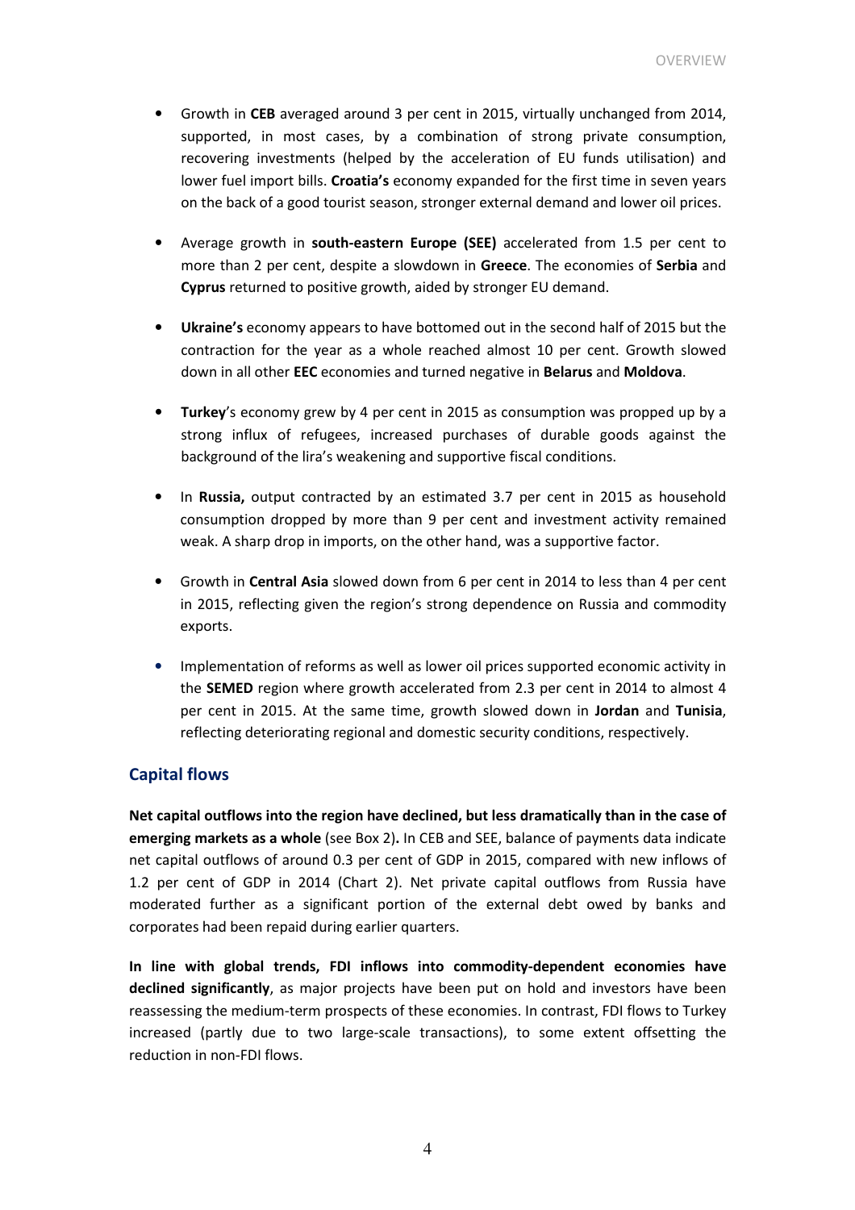- Growth in **CEB** averaged around 3 per cent in 2015, virtually unchanged from 2014, supported, in most cases, by a combination of strong private consumption, recovering investments (helped by the acceleration of EU funds utilisation) and lower fuel import bills. **Croatia's** economy expanded for the first time in seven years on the back of a good tourist season, stronger external demand and lower oil prices.

- Average growth in **south-eastern Europe (SEE)** accelerated from 1.5 per cent to more than 2 per cent, despite a slowdown in **Greece**. The economies of **Serbia** and **Cyprus** returned to positive growth, aided by stronger EU demand.

- **Ukraine's** economy appears to have bottomed out in the second half of 2015 but the contraction for the year as a whole reached almost 10 per cent. Growth slowed down in all other **EEC** economies and turned negative in **Belarus** and **Moldova**.

- **Turkey**'s economy grew by 4 per cent in 2015 as consumption was propped up by a strong influx of refugees, increased purchases of durable goods against the background of the lira's weakening and supportive fiscal conditions.

- In **Russia,** output contracted by an estimated 3.7 per cent in 2015 as household consumption dropped by more than 9 per cent and investment activity remained weak. A sharp drop in imports, on the other hand, was a supportive factor.

- Growth in **Central Asia** slowed down from 6 per cent in 2014 to less than 4 per cent in 2015, reflecting given the region's strong dependence on Russia and commodity exports.

- Implementation of reforms as well as lower oil prices supported economic activity in the **SEMED** region where growth accelerated from 2.3 per cent in 2014 to almost 4 per cent in 2015. At the same time, growth slowed down in **Jordan** and **Tunisia**, reflecting deteriorating regional and domestic security conditions, respectively.

## Capital flows

**Net capital outflows into the region have declined, but less dramatically than in the case of emerging markets as a whole** (see Box 2)**.** In CEB and SEE, balance of payments data indicate net capital outflows of around 0.3 per cent of GDP in 2015, compared with new inflows of 1.2 per cent of GDP in 2014 (Chart 2). Net private capital outflows from Russia have moderated further as a significant portion of the external debt owed by banks and corporates had been repaid during earlier quarters.

**In line with global trends, FDI inflows into commodity-dependent economies have declined significantly**, as major projects have been put on hold and investors have been reassessing the medium-term prospects of these economies. In contrast, FDI flows to Turkey increased (partly due to two large-scale transactions), to some extent offsetting the reduction in non-FDI flows.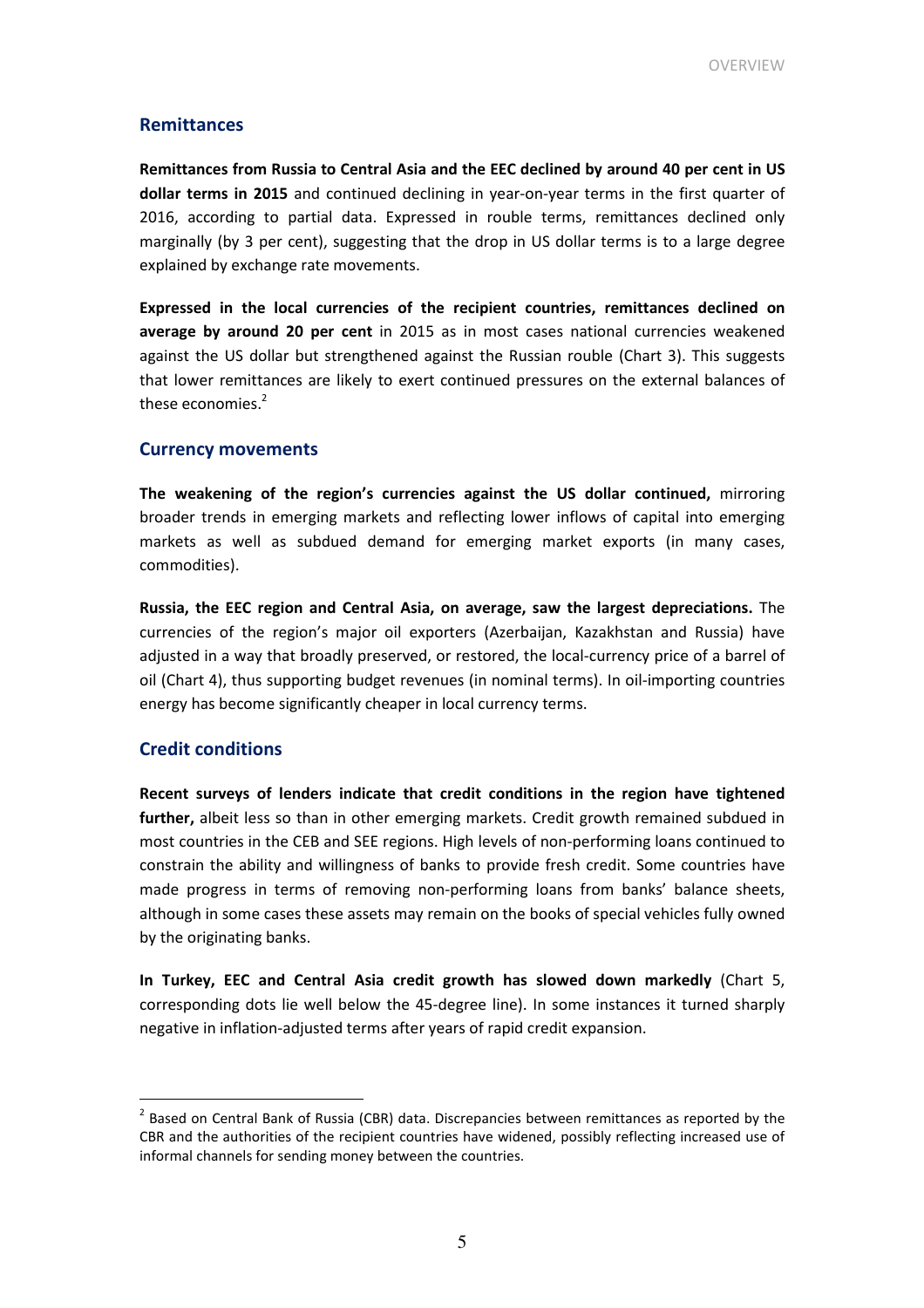## Remittances

**Remittances from Russia to Central Asia and the EEC declined by around 40 per cent in US dollar terms in 2015** and continued declining in year-on-year terms in the first quarter of 2016, according to partial data. Expressed in rouble terms, remittances declined only marginally (by 3 per cent), suggesting that the drop in US dollar terms is to a large degree explained by exchange rate movements.

**Expressed in the local currencies of the recipient countries, remittances declined on average by around 20 per cent** in 2015 as in most cases national currencies weakened against the US dollar but strengthened against the Russian rouble (Chart 3). This suggests that lower remittances are likely to exert continued pressures on the external balances of these economies.[2]

## Currency movements

**The weakening of the region's currencies against the US dollar continued,** mirroring broader trends in emerging markets and reflecting lower inflows of capital into emerging markets as well as subdued demand for emerging market exports (in many cases, commodities).

**Russia, the EEC region and Central Asia, on average, saw the largest depreciations.** The currencies of the region's major oil exporters (Azerbaijan, Kazakhstan and Russia) have adjusted in a way that broadly preserved, or restored, the local-currency price of a barrel of oil (Chart 4), thus supporting budget revenues (in nominal terms). In oil-importing countries energy has become significantly cheaper in local currency terms.

## Credit conditions

**Recent surveys of lenders indicate that credit conditions in the region have tightened further,** albeit less so than in other emerging markets. Credit growth remained subdued in most countries in the CEB and SEE regions. High levels of non-performing loans continued to constrain the ability and willingness of banks to provide fresh credit. Some countries have made progress in terms of removing non-performing loans from banks' balance sheets, although in some cases these assets may remain on the books of special vehicles fully owned by the originating banks.

**In Turkey, EEC and Central Asia credit growth has slowed down markedly** (Chart 5, corresponding dots lie well below the 45-degree line). In some instances it turned sharply negative in inflation-adjusted terms after years of rapid credit expansion.

---

[2] Based on Central Bank of Russia (CBR) data. Discrepancies between remittances as reported by the CBR and the authorities of the recipient countries have widened, possibly reflecting increased use of informal channels for sending money between the countries.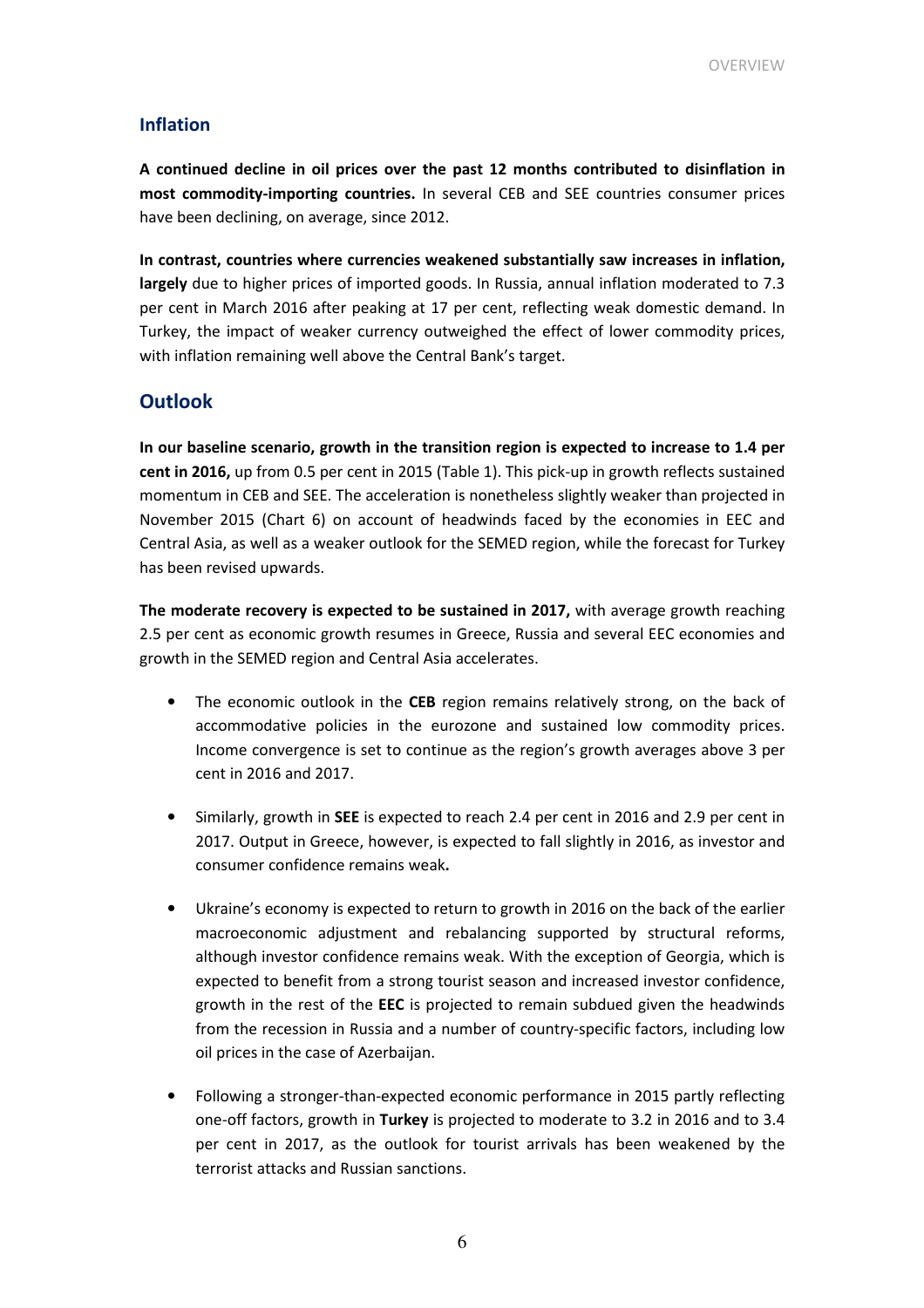## Inflation

**A continued decline in oil prices over the past 12 months contributed to disinflation in most commodity-importing countries.** In several CEB and SEE countries consumer prices have been declining, on average, since 2012.

**In contrast, countries where currencies weakened substantially saw increases in inflation, largely** due to higher prices of imported goods. In Russia, annual inflation moderated to 7.3 per cent in March 2016 after peaking at 17 per cent, reflecting weak domestic demand. In Turkey, the impact of weaker currency outweighed the effect of lower commodity prices, with inflation remaining well above the Central Bank's target.

## Outlook

**In our baseline scenario, growth in the transition region is expected to increase to 1.4 per cent in 2016,** up from 0.5 per cent in 2015 (Table 1). This pick-up in growth reflects sustained momentum in CEB and SEE. The acceleration is nonetheless slightly weaker than projected in November 2015 (Chart 6) on account of headwinds faced by the economies in EEC and Central Asia, as well as a weaker outlook for the SEMED region, while the forecast for Turkey has been revised upwards.

**The moderate recovery is expected to be sustained in 2017,** with average growth reaching 2.5 per cent as economic growth resumes in Greece, Russia and several EEC economies and growth in the SEMED region and Central Asia accelerates.

- The economic outlook in the **CEB** region remains relatively strong, on the back of accommodative policies in the eurozone and sustained low commodity prices. Income convergence is set to continue as the region's growth averages above 3 per cent in 2016 and 2017.

- Similarly, growth in **SEE** is expected to reach 2.4 per cent in 2016 and 2.9 per cent in 2017. Output in Greece, however, is expected to fall slightly in 2016, as investor and consumer confidence remains weak**.**

- Ukraine's economy is expected to return to growth in 2016 on the back of the earlier macroeconomic adjustment and rebalancing supported by structural reforms, although investor confidence remains weak. With the exception of Georgia, which is expected to benefit from a strong tourist season and increased investor confidence, growth in the rest of the **EEC** is projected to remain subdued given the headwinds from the recession in Russia and a number of country-specific factors, including low oil prices in the case of Azerbaijan.

- Following a stronger-than-expected economic performance in 2015 partly reflecting one-off factors, growth in **Turkey** is projected to moderate to 3.2 in 2016 and to 3.4 per cent in 2017, as the outlook for tourist arrivals has been weakened by the terrorist attacks and Russian sanctions.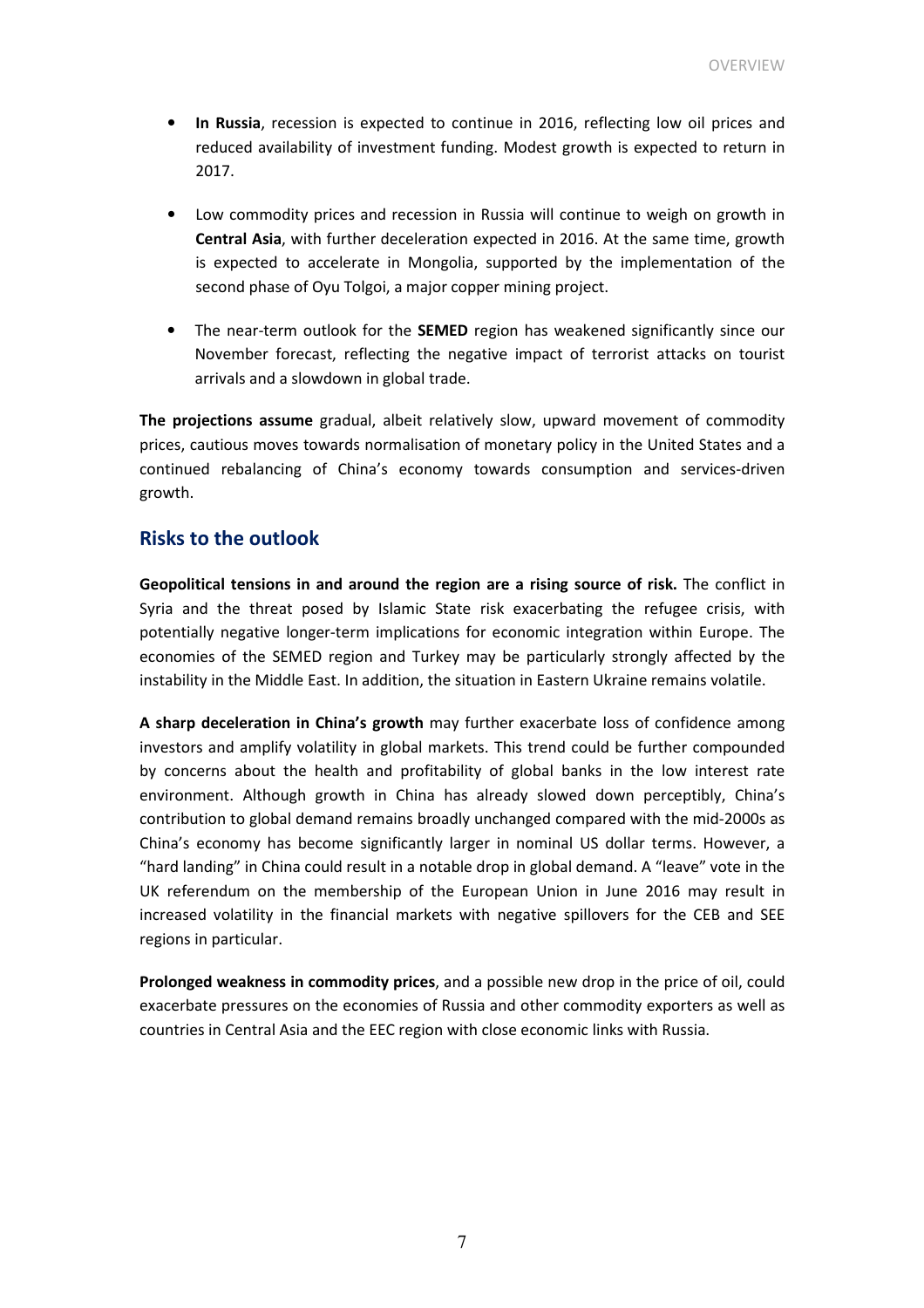- **In Russia**, recession is expected to continue in 2016, reflecting low oil prices and reduced availability of investment funding. Modest growth is expected to return in 2017.

- Low commodity prices and recession in Russia will continue to weigh on growth in **Central Asia**, with further deceleration expected in 2016. At the same time, growth is expected to accelerate in Mongolia, supported by the implementation of the second phase of Oyu Tolgoi, a major copper mining project.

- The near-term outlook for the **SEMED** region has weakened significantly since our November forecast, reflecting the negative impact of terrorist attacks on tourist arrivals and a slowdown in global trade.

**The projections assume** gradual, albeit relatively slow, upward movement of commodity prices, cautious moves towards normalisation of monetary policy in the United States and a continued rebalancing of China's economy towards consumption and services-driven growth.

## Risks to the outlook

**Geopolitical tensions in and around the region are a rising source of risk.** The conflict in Syria and the threat posed by Islamic State risk exacerbating the refugee crisis, with potentially negative longer-term implications for economic integration within Europe. The economies of the SEMED region and Turkey may be particularly strongly affected by the instability in the Middle East. In addition, the situation in Eastern Ukraine remains volatile.

**A sharp deceleration in China's growth** may further exacerbate loss of confidence among investors and amplify volatility in global markets. This trend could be further compounded by concerns about the health and profitability of global banks in the low interest rate environment. Although growth in China has already slowed down perceptibly, China's contribution to global demand remains broadly unchanged compared with the mid-2000s as China's economy has become significantly larger in nominal US dollar terms. However, a "hard landing" in China could result in a notable drop in global demand. A "leave" vote in the UK referendum on the membership of the European Union in June 2016 may result in increased volatility in the financial markets with negative spillovers for the CEB and SEE regions in particular.

**Prolonged weakness in commodity prices**, and a possible new drop in the price of oil, could exacerbate pressures on the economies of Russia and other commodity exporters as well as countries in Central Asia and the EEC region with close economic links with Russia.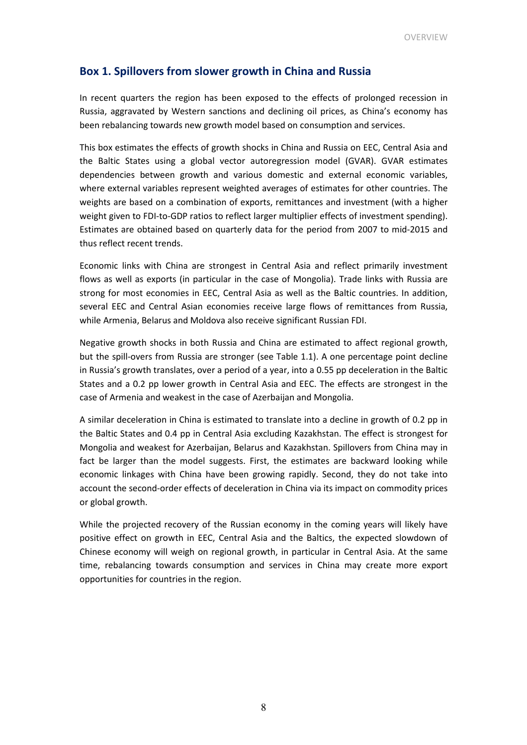## Box 1. Spillovers from slower growth in China and Russia

In recent quarters the region has been exposed to the effects of prolonged recession in Russia, aggravated by Western sanctions and declining oil prices, as China's economy has been rebalancing towards new growth model based on consumption and services.

This box estimates the effects of growth shocks in China and Russia on EEC, Central Asia and the Baltic States using a global vector autoregression model (GVAR). GVAR estimates dependencies between growth and various domestic and external economic variables, where external variables represent weighted averages of estimates for other countries. The weights are based on a combination of exports, remittances and investment (with a higher weight given to FDI-to-GDP ratios to reflect larger multiplier effects of investment spending). Estimates are obtained based on quarterly data for the period from 2007 to mid-2015 and thus reflect recent trends.

Economic links with China are strongest in Central Asia and reflect primarily investment flows as well as exports (in particular in the case of Mongolia). Trade links with Russia are strong for most economies in EEC, Central Asia as well as the Baltic countries. In addition, several EEC and Central Asian economies receive large flows of remittances from Russia, while Armenia, Belarus and Moldova also receive significant Russian FDI.

Negative growth shocks in both Russia and China are estimated to affect regional growth, but the spill-overs from Russia are stronger (see Table 1.1). A one percentage point decline in Russia's growth translates, over a period of a year, into a 0.55 pp deceleration in the Baltic States and a 0.2 pp lower growth in Central Asia and EEC. The effects are strongest in the case of Armenia and weakest in the case of Azerbaijan and Mongolia.

A similar deceleration in China is estimated to translate into a decline in growth of 0.2 pp in the Baltic States and 0.4 pp in Central Asia excluding Kazakhstan. The effect is strongest for Mongolia and weakest for Azerbaijan, Belarus and Kazakhstan. Spillovers from China may in fact be larger than the model suggests. First, the estimates are backward looking while economic linkages with China have been growing rapidly. Second, they do not take into account the second-order effects of deceleration in China via its impact on commodity prices or global growth.

While the projected recovery of the Russian economy in the coming years will likely have positive effect on growth in EEC, Central Asia and the Baltics, the expected slowdown of Chinese economy will weigh on regional growth, in particular in Central Asia. At the same time, rebalancing towards consumption and services in China may create more export opportunities for countries in the region.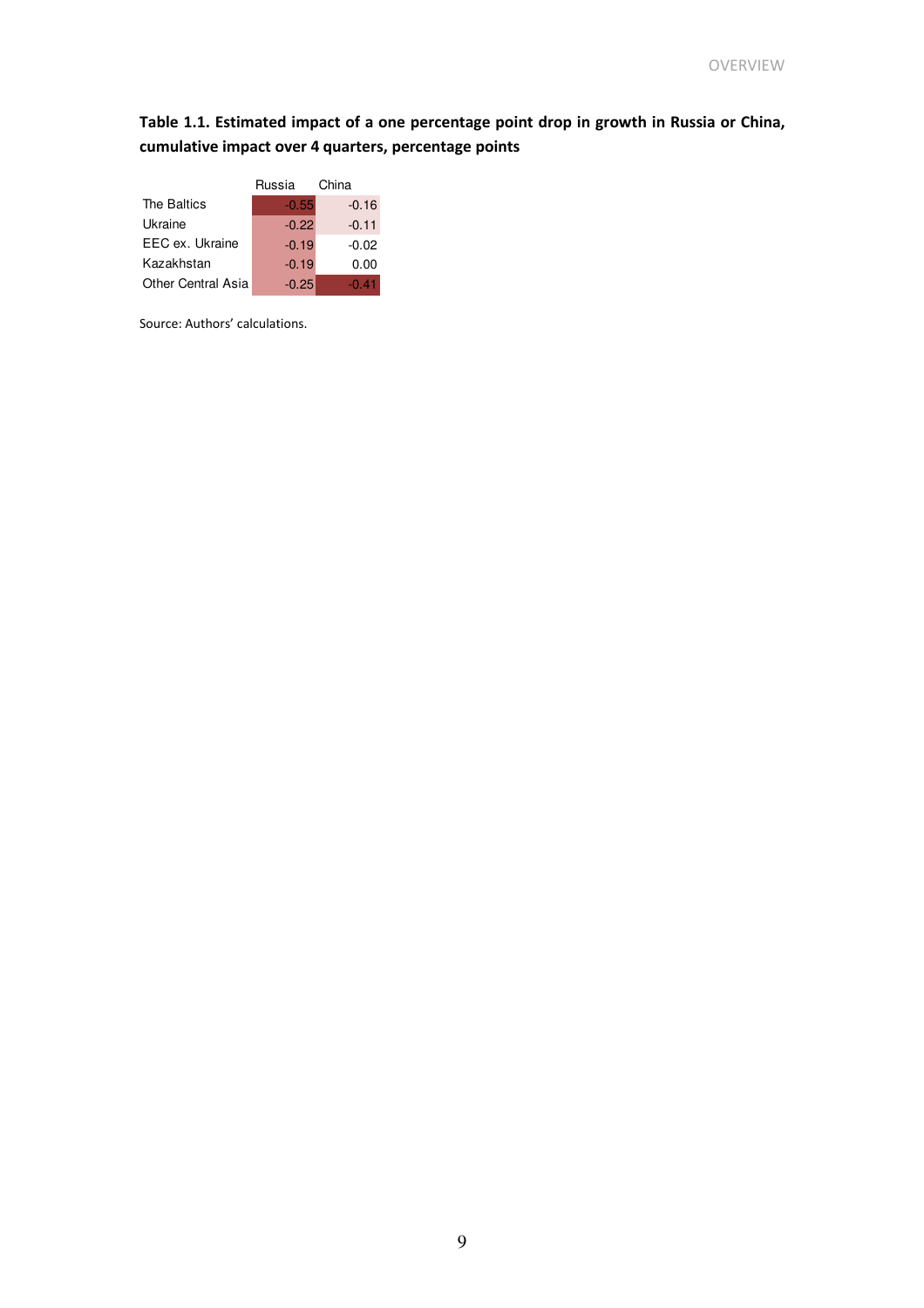**Table 1.1. Estimated impact of a one percentage point drop in growth in Russia or China, cumulative impact over 4 quarters, percentage points**

| | Russia | China |
|---|---|---|
| The Baltics | -0.55 | -0.16 |
| Ukraine | -0.22 | -0.11 |
| EEC ex. Ukraine | -0.19 | -0.02 |
| Kazakhstan | -0.19 | 0.00 |
| Other Central Asia | -0.25 | -0.41 |

Source: Authors' calculations.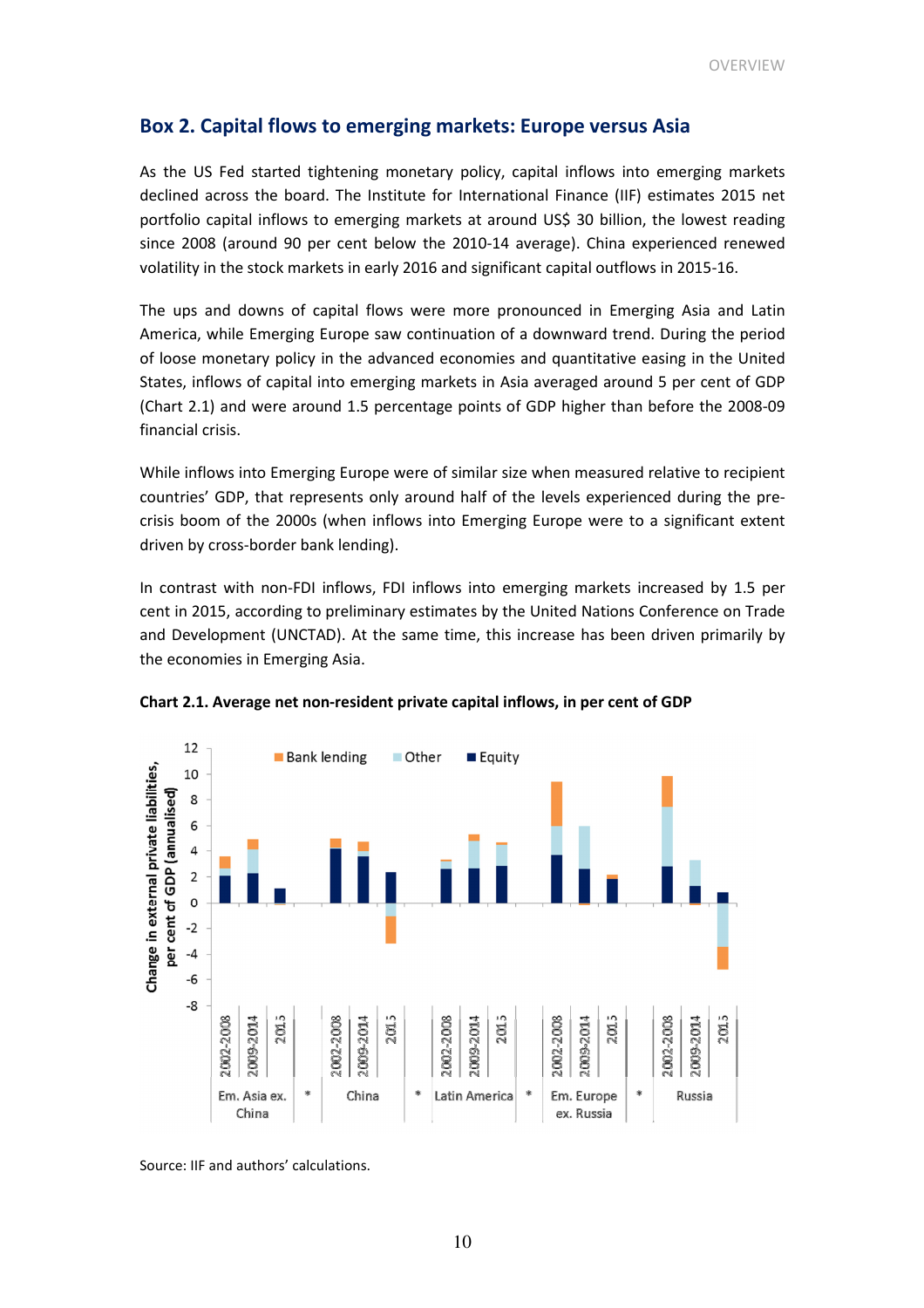## Box 2. Capital flows to emerging markets: Europe versus Asia

As the US Fed started tightening monetary policy, capital inflows into emerging markets declined across the board. The Institute for International Finance (IIF) estimates 2015 net portfolio capital inflows to emerging markets at around US$ 30 billion, the lowest reading since 2008 (around 90 per cent below the 2010-14 average). China experienced renewed volatility in the stock markets in early 2016 and significant capital outflows in 2015-16.

The ups and downs of capital flows were more pronounced in Emerging Asia and Latin America, while Emerging Europe saw continuation of a downward trend. During the period of loose monetary policy in the advanced economies and quantitative easing in the United States, inflows of capital into emerging markets in Asia averaged around 5 per cent of GDP (Chart 2.1) and were around 1.5 percentage points of GDP higher than before the 2008-09 financial crisis.

While inflows into Emerging Europe were of similar size when measured relative to recipient countries' GDP, that represents only around half of the levels experienced during the pre-crisis boom of the 2000s (when inflows into Emerging Europe were to a significant extent driven by cross-border bank lending).

In contrast with non-FDI inflows, FDI inflows into emerging markets increased by 1.5 per cent in 2015, according to preliminary estimates by the United Nations Conference on Trade and Development (UNCTAD). At the same time, this increase has been driven primarily by the economies in Emerging Asia.

**Chart 2.1. Average net non-resident private capital inflows, in per cent of GDP**

Source: IIF and authors' calculations.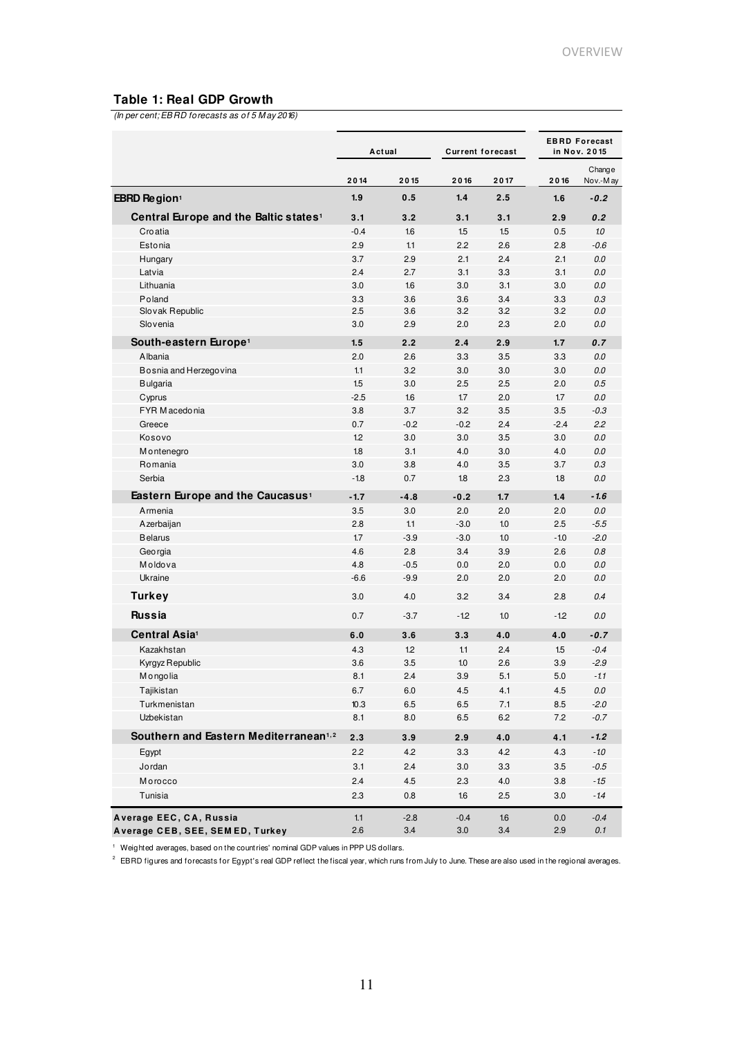**Table 1: Real GDP Growth**

*(In per cent; EBRD forecasts as of 5 May 2016)*

| | Actual | | Current forecast | | EBRD Forecast in Nov. 2015 | |
|---|---|---|---|---|---|---|
| | 2014 | 2015 | 2016 | 2017 | 2016 | Change Nov.-May |
| **EBRD Region**[1] | 1.9 | 0.5 | 1.4 | 2.5 | 1.6 | *-0.2* |
| **Central Europe and the Baltic states**[1] | 3.1 | 3.2 | 3.1 | 3.1 | 2.9 | *0.2* |
| Croatia | -0.4 | 1.6 | 1.5 | 1.5 | 0.5 | *1.0* |
| Estonia | 2.9 | 1.1 | 2.2 | 2.6 | 2.8 | *-0.6* |
| Hungary | 3.7 | 2.9 | 2.1 | 2.4 | 2.1 | *0.0* |
| Latvia | 2.4 | 2.7 | 3.1 | 3.3 | 3.1 | *0.0* |
| Lithuania | 3.0 | 1.6 | 3.0 | 3.1 | 3.0 | *0.0* |
| Poland | 3.3 | 3.6 | 3.6 | 3.4 | 3.3 | *0.3* |
| Slovak Republic | 2.5 | 3.6 | 3.2 | 3.2 | 3.2 | *0.0* |
| Slovenia | 3.0 | 2.9 | 2.0 | 2.3 | 2.0 | *0.0* |
| **South-eastern Europe**[1] | 1.5 | 2.2 | 2.4 | 2.9 | 1.7 | *0.7* |
| Albania | 2.0 | 2.6 | 3.3 | 3.5 | 3.3 | *0.0* |
| Bosnia and Herzegovina | 1.1 | 3.2 | 3.0 | 3.0 | 3.0 | *0.0* |
| Bulgaria | 1.5 | 3.0 | 2.5 | 2.5 | 2.0 | *0.5* |
| Cyprus | -2.5 | 1.6 | 1.7 | 2.0 | 1.7 | *0.0* |
| FYR Macedonia | 3.8 | 3.7 | 3.2 | 3.5 | 3.5 | *-0.3* |
| Greece | 0.7 | -0.2 | -0.2 | 2.4 | -2.4 | *2.2* |
| Kosovo | 1.2 | 3.0 | 3.0 | 3.5 | 3.0 | *0.0* |
| Montenegro | 1.8 | 3.1 | 4.0 | 3.0 | 4.0 | *0.0* |
| Romania | 3.0 | 3.8 | 4.0 | 3.5 | 3.7 | *0.3* |
| Serbia | -1.8 | 0.7 | 1.8 | 2.3 | 1.8 | *0.0* |
| **Eastern Europe and the Caucasus**[1] | -1.7 | -4.8 | -0.2 | 1.7 | 1.4 | *-1.6* |
| Armenia | 3.5 | 3.0 | 2.0 | 2.0 | 2.0 | *0.0* |
| Azerbaijan | 2.8 | 1.1 | -3.0 | 1.0 | 2.5 | *-5.5* |
| Belarus | 1.7 | -3.9 | -3.0 | 1.0 | -1.0 | *-2.0* |
| Georgia | 4.6 | 2.8 | 3.4 | 3.9 | 2.6 | *0.8* |
| Moldova | 4.8 | -0.5 | 0.0 | 2.0 | 0.0 | *0.0* |
| Ukraine | -6.6 | -9.9 | 2.0 | 2.0 | 2.0 | *0.0* |
| **Turkey** | 3.0 | 4.0 | 3.2 | 3.4 | 2.8 | *0.4* |
| **Russia** | 0.7 | -3.7 | -1.2 | 1.0 | -1.2 | *0.0* |
| **Central Asia**[1] | 6.0 | 3.6 | 3.3 | 4.0 | 4.0 | *-0.7* |
| Kazakhstan | 4.3 | 1.2 | 1.1 | 2.4 | 1.5 | *-0.4* |
| Kyrgyz Republic | 3.6 | 3.5 | 1.0 | 2.6 | 3.9 | *-2.9* |
| Mongolia | 8.1 | 2.4 | 3.9 | 5.1 | 5.0 | *-1.1* |
| Tajikistan | 6.7 | 6.0 | 4.5 | 4.1 | 4.5 | *0.0* |
| Turkmenistan | 10.3 | 6.5 | 6.5 | 7.1 | 8.5 | *-2.0* |
| Uzbekistan | 8.1 | 8.0 | 6.5 | 6.2 | 7.2 | *-0.7* |
| **Southern and Eastern Mediterranean**[1,2] | 2.3 | 3.9 | 2.9 | 4.0 | 4.1 | *-1.2* |
| Egypt | 2.2 | 4.2 | 3.3 | 4.2 | 4.3 | *-1.0* |
| Jordan | 3.1 | 2.4 | 3.0 | 3.3 | 3.5 | *-0.5* |
| Morocco | 2.4 | 4.5 | 2.3 | 4.0 | 3.8 | *-1.5* |
| Tunisia | 2.3 | 0.8 | 1.6 | 2.5 | 3.0 | *-1.4* |
| **Average EEC, CA, Russia** | 1.1 | -2.8 | -0.4 | 1.6 | 0.0 | *-0.4* |
| **Average CEB, SEE, SEMED, Turkey** | 2.6 | 3.4 | 3.0 | 3.4 | 2.9 | *0.1* |

[1] Weighted averages, based on the countries' nominal GDP values in PPP US dollars.

[2] EBRD figures and forecasts for Egypt's real GDP reflect the fiscal year, which runs from July to June. These are also used in the regional averages.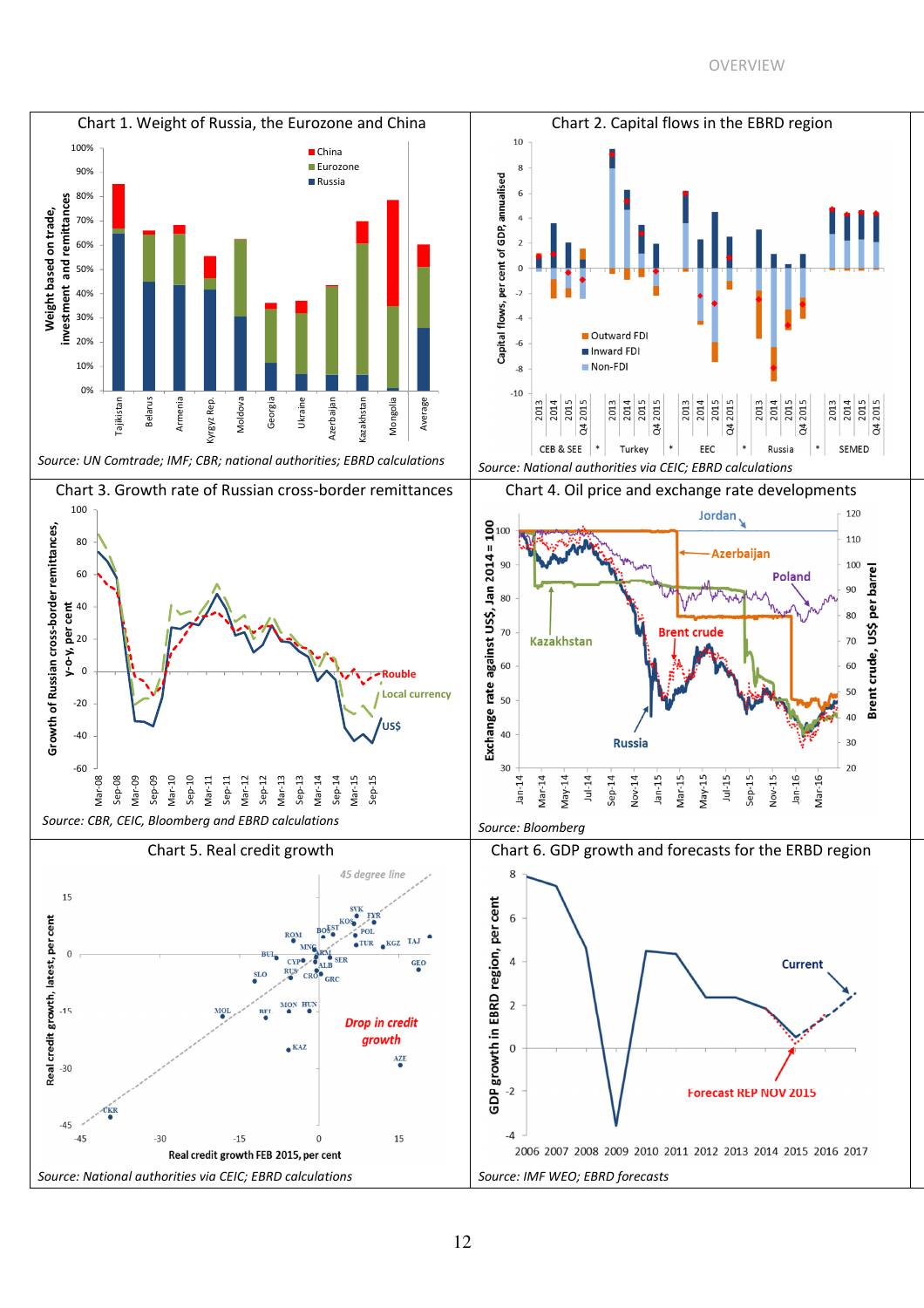## Chart 1. Weight of Russia, the Eurozone and China

Source: UN Comtrade; IMF; CBR; national authorities; EBRD calculations

## Chart 2. Capital flows in the EBRD region

Source: National authorities via CEIC; EBRD calculations

## Chart 3. Growth rate of Russian cross-border remittances

Source: CBR, CEIC, Bloomberg and EBRD calculations

## Chart 4. Oil price and exchange rate developments

Source: Bloomberg

## Chart 5. Real credit growth

Source: National authorities via CEIC; EBRD calculations

## Chart 6. GDP growth and forecasts for the ERBD region

Source: IMF WEO; EBRD forecasts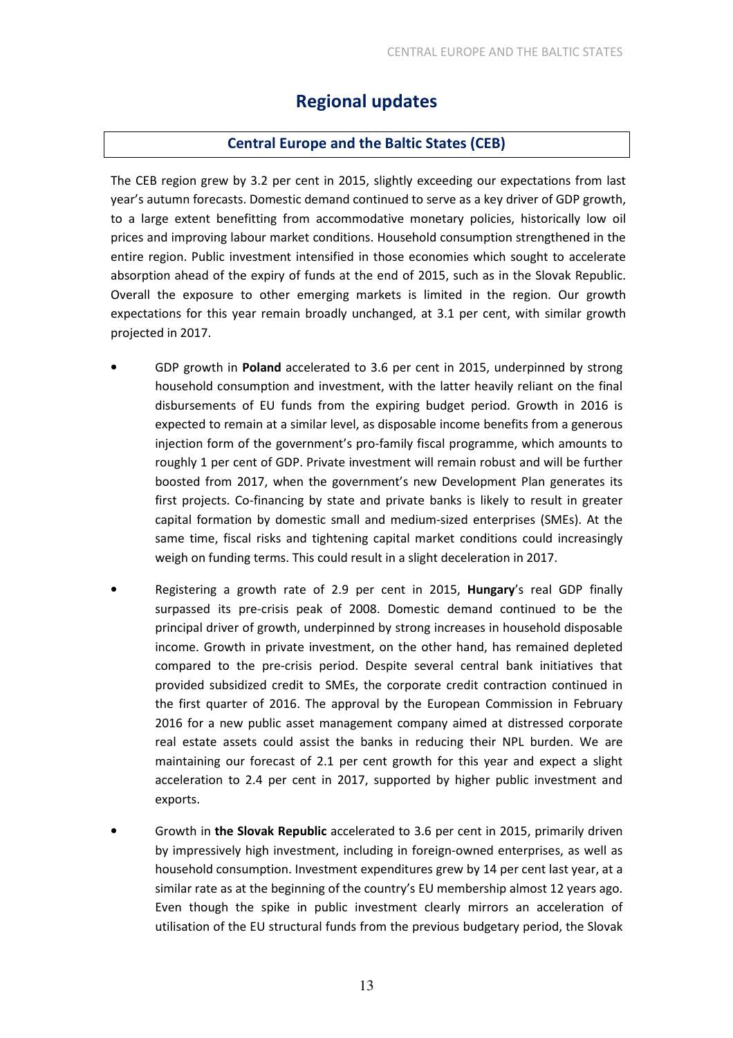# Regional updates

## Central Europe and the Baltic States (CEB)

The CEB region grew by 3.2 per cent in 2015, slightly exceeding our expectations from last year's autumn forecasts. Domestic demand continued to serve as a key driver of GDP growth, to a large extent benefitting from accommodative monetary policies, historically low oil prices and improving labour market conditions. Household consumption strengthened in the entire region. Public investment intensified in those economies which sought to accelerate absorption ahead of the expiry of funds at the end of 2015, such as in the Slovak Republic. Overall the exposure to other emerging markets is limited in the region. Our growth expectations for this year remain broadly unchanged, at 3.1 per cent, with similar growth projected in 2017.

- GDP growth in **Poland** accelerated to 3.6 per cent in 2015, underpinned by strong household consumption and investment, with the latter heavily reliant on the final disbursements of EU funds from the expiring budget period. Growth in 2016 is expected to remain at a similar level, as disposable income benefits from a generous injection form of the government's pro-family fiscal programme, which amounts to roughly 1 per cent of GDP. Private investment will remain robust and will be further boosted from 2017, when the government's new Development Plan generates its first projects. Co-financing by state and private banks is likely to result in greater capital formation by domestic small and medium-sized enterprises (SMEs). At the same time, fiscal risks and tightening capital market conditions could increasingly weigh on funding terms. This could result in a slight deceleration in 2017.

- Registering a growth rate of 2.9 per cent in 2015, **Hungary**'s real GDP finally surpassed its pre-crisis peak of 2008. Domestic demand continued to be the principal driver of growth, underpinned by strong increases in household disposable income. Growth in private investment, on the other hand, has remained depleted compared to the pre-crisis period. Despite several central bank initiatives that provided subsidized credit to SMEs, the corporate credit contraction continued in the first quarter of 2016. The approval by the European Commission in February 2016 for a new public asset management company aimed at distressed corporate real estate assets could assist the banks in reducing their NPL burden. We are maintaining our forecast of 2.1 per cent growth for this year and expect a slight acceleration to 2.4 per cent in 2017, supported by higher public investment and exports.

- Growth in **the Slovak Republic** accelerated to 3.6 per cent in 2015, primarily driven by impressively high investment, including in foreign-owned enterprises, as well as household consumption. Investment expenditures grew by 14 per cent last year, at a similar rate as at the beginning of the country's EU membership almost 12 years ago. Even though the spike in public investment clearly mirrors an acceleration of utilisation of the EU structural funds from the previous budgetary period, the Slovak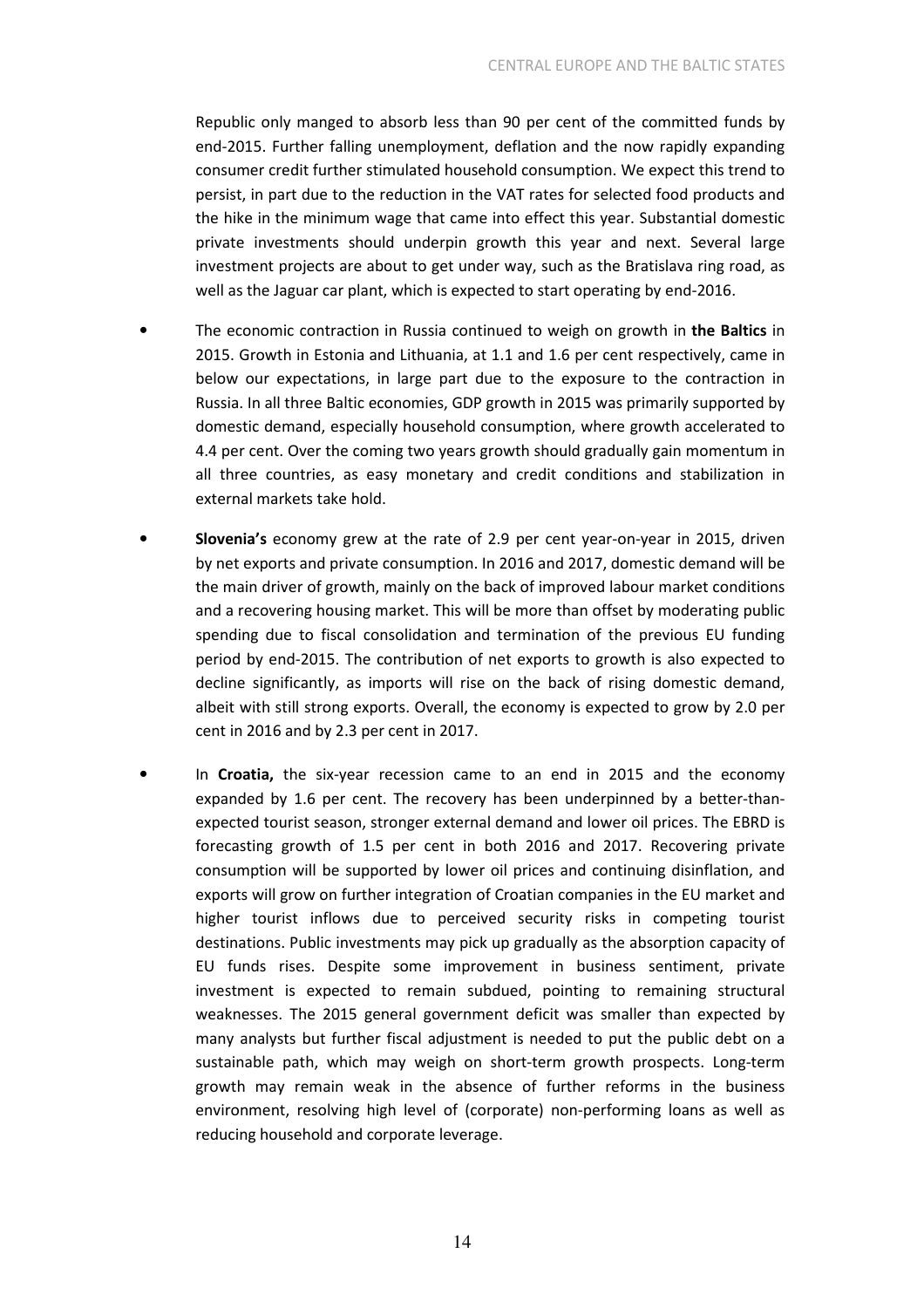Republic only manged to absorb less than 90 per cent of the committed funds by end-2015. Further falling unemployment, deflation and the now rapidly expanding consumer credit further stimulated household consumption. We expect this trend to persist, in part due to the reduction in the VAT rates for selected food products and the hike in the minimum wage that came into effect this year. Substantial domestic private investments should underpin growth this year and next. Several large investment projects are about to get under way, such as the Bratislava ring road, as well as the Jaguar car plant, which is expected to start operating by end-2016.

- The economic contraction in Russia continued to weigh on growth in **the Baltics** in 2015. Growth in Estonia and Lithuania, at 1.1 and 1.6 per cent respectively, came in below our expectations, in large part due to the exposure to the contraction in Russia. In all three Baltic economies, GDP growth in 2015 was primarily supported by domestic demand, especially household consumption, where growth accelerated to 4.4 per cent. Over the coming two years growth should gradually gain momentum in all three countries, as easy monetary and credit conditions and stabilization in external markets take hold.

- **Slovenia's** economy grew at the rate of 2.9 per cent year-on-year in 2015, driven by net exports and private consumption. In 2016 and 2017, domestic demand will be the main driver of growth, mainly on the back of improved labour market conditions and a recovering housing market. This will be more than offset by moderating public spending due to fiscal consolidation and termination of the previous EU funding period by end-2015. The contribution of net exports to growth is also expected to decline significantly, as imports will rise on the back of rising domestic demand, albeit with still strong exports. Overall, the economy is expected to grow by 2.0 per cent in 2016 and by 2.3 per cent in 2017.

- In **Croatia,** the six-year recession came to an end in 2015 and the economy expanded by 1.6 per cent. The recovery has been underpinned by a better-than-expected tourist season, stronger external demand and lower oil prices. The EBRD is forecasting growth of 1.5 per cent in both 2016 and 2017. Recovering private consumption will be supported by lower oil prices and continuing disinflation, and exports will grow on further integration of Croatian companies in the EU market and higher tourist inflows due to perceived security risks in competing tourist destinations. Public investments may pick up gradually as the absorption capacity of EU funds rises. Despite some improvement in business sentiment, private investment is expected to remain subdued, pointing to remaining structural weaknesses. The 2015 general government deficit was smaller than expected by many analysts but further fiscal adjustment is needed to put the public debt on a sustainable path, which may weigh on short-term growth prospects. Long-term growth may remain weak in the absence of further reforms in the business environment, resolving high level of (corporate) non-performing loans as well as reducing household and corporate leverage.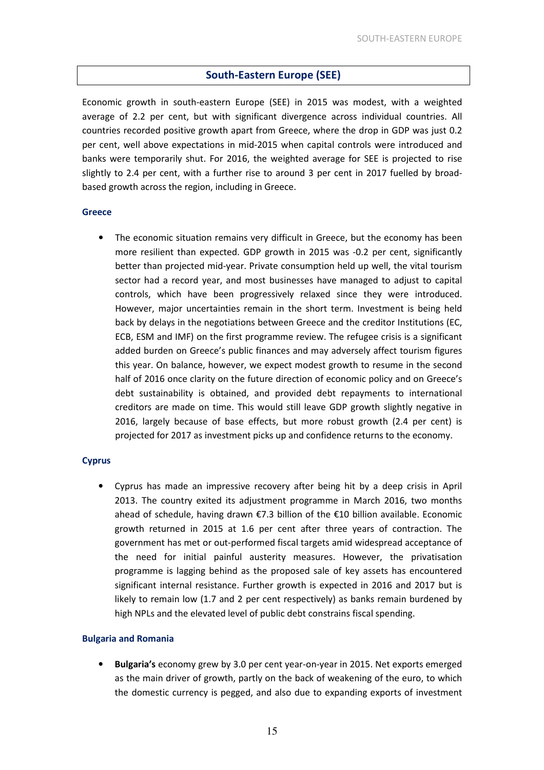## South-Eastern Europe (SEE)

Economic growth in south-eastern Europe (SEE) in 2015 was modest, with a weighted average of 2.2 per cent, but with significant divergence across individual countries. All countries recorded positive growth apart from Greece, where the drop in GDP was just 0.2 per cent, well above expectations in mid-2015 when capital controls were introduced and banks were temporarily shut. For 2016, the weighted average for SEE is projected to rise slightly to 2.4 per cent, with a further rise to around 3 per cent in 2017 fuelled by broad-based growth across the region, including in Greece.

### Greece

- The economic situation remains very difficult in Greece, but the economy has been more resilient than expected. GDP growth in 2015 was -0.2 per cent, significantly better than projected mid-year. Private consumption held up well, the vital tourism sector had a record year, and most businesses have managed to adjust to capital controls, which have been progressively relaxed since they were introduced. However, major uncertainties remain in the short term. Investment is being held back by delays in the negotiations between Greece and the creditor Institutions (EC, ECB, ESM and IMF) on the first programme review. The refugee crisis is a significant added burden on Greece's public finances and may adversely affect tourism figures this year. On balance, however, we expect modest growth to resume in the second half of 2016 once clarity on the future direction of economic policy and on Greece's debt sustainability is obtained, and provided debt repayments to international creditors are made on time. This would still leave GDP growth slightly negative in 2016, largely because of base effects, but more robust growth (2.4 per cent) is projected for 2017 as investment picks up and confidence returns to the economy.

### Cyprus

- Cyprus has made an impressive recovery after being hit by a deep crisis in April 2013. The country exited its adjustment programme in March 2016, two months ahead of schedule, having drawn €7.3 billion of the €10 billion available. Economic growth returned in 2015 at 1.6 per cent after three years of contraction. The government has met or out-performed fiscal targets amid widespread acceptance of the need for initial painful austerity measures. However, the privatisation programme is lagging behind as the proposed sale of key assets has encountered significant internal resistance. Further growth is expected in 2016 and 2017 but is likely to remain low (1.7 and 2 per cent respectively) as banks remain burdened by high NPLs and the elevated level of public debt constrains fiscal spending.

### Bulgaria and Romania

- **Bulgaria's** economy grew by 3.0 per cent year-on-year in 2015. Net exports emerged as the main driver of growth, partly on the back of weakening of the euro, to which the domestic currency is pegged, and also due to expanding exports of investment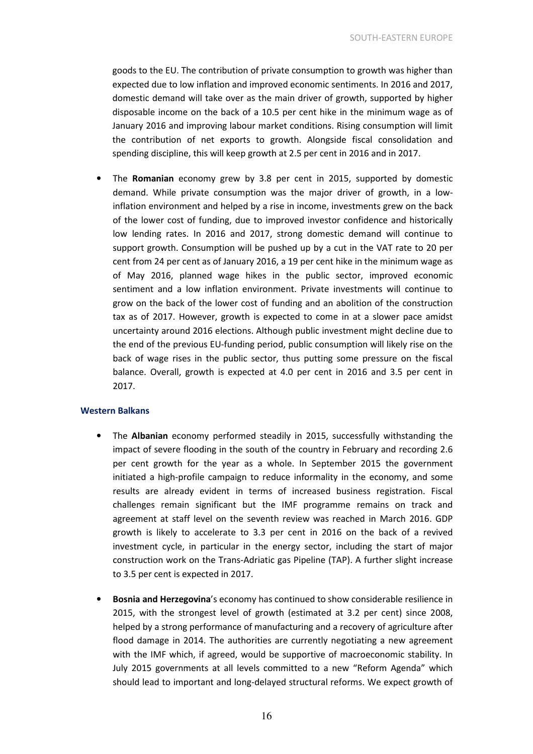goods to the EU. The contribution of private consumption to growth was higher than expected due to low inflation and improved economic sentiments. In 2016 and 2017, domestic demand will take over as the main driver of growth, supported by higher disposable income on the back of a 10.5 per cent hike in the minimum wage as of January 2016 and improving labour market conditions. Rising consumption will limit the contribution of net exports to growth. Alongside fiscal consolidation and spending discipline, this will keep growth at 2.5 per cent in 2016 and in 2017.

- The **Romanian** economy grew by 3.8 per cent in 2015, supported by domestic demand. While private consumption was the major driver of growth, in a low-inflation environment and helped by a rise in income, investments grew on the back of the lower cost of funding, due to improved investor confidence and historically low lending rates. In 2016 and 2017, strong domestic demand will continue to support growth. Consumption will be pushed up by a cut in the VAT rate to 20 per cent from 24 per cent as of January 2016, a 19 per cent hike in the minimum wage as of May 2016, planned wage hikes in the public sector, improved economic sentiment and a low inflation environment. Private investments will continue to grow on the back of the lower cost of funding and an abolition of the construction tax as of 2017. However, growth is expected to come in at a slower pace amidst uncertainty around 2016 elections. Although public investment might decline due to the end of the previous EU-funding period, public consumption will likely rise on the back of wage rises in the public sector, thus putting some pressure on the fiscal balance. Overall, growth is expected at 4.0 per cent in 2016 and 3.5 per cent in 2017.

### Western Balkans

- The **Albanian** economy performed steadily in 2015, successfully withstanding the impact of severe flooding in the south of the country in February and recording 2.6 per cent growth for the year as a whole. In September 2015 the government initiated a high-profile campaign to reduce informality in the economy, and some results are already evident in terms of increased business registration. Fiscal challenges remain significant but the IMF programme remains on track and agreement at staff level on the seventh review was reached in March 2016. GDP growth is likely to accelerate to 3.3 per cent in 2016 on the back of a revived investment cycle, in particular in the energy sector, including the start of major construction work on the Trans-Adriatic gas Pipeline (TAP). A further slight increase to 3.5 per cent is expected in 2017.

- **Bosnia and Herzegovina**'s economy has continued to show considerable resilience in 2015, with the strongest level of growth (estimated at 3.2 per cent) since 2008, helped by a strong performance of manufacturing and a recovery of agriculture after flood damage in 2014. The authorities are currently negotiating a new agreement with the IMF which, if agreed, would be supportive of macroeconomic stability. In July 2015 governments at all levels committed to a new "Reform Agenda" which should lead to important and long-delayed structural reforms. We expect growth of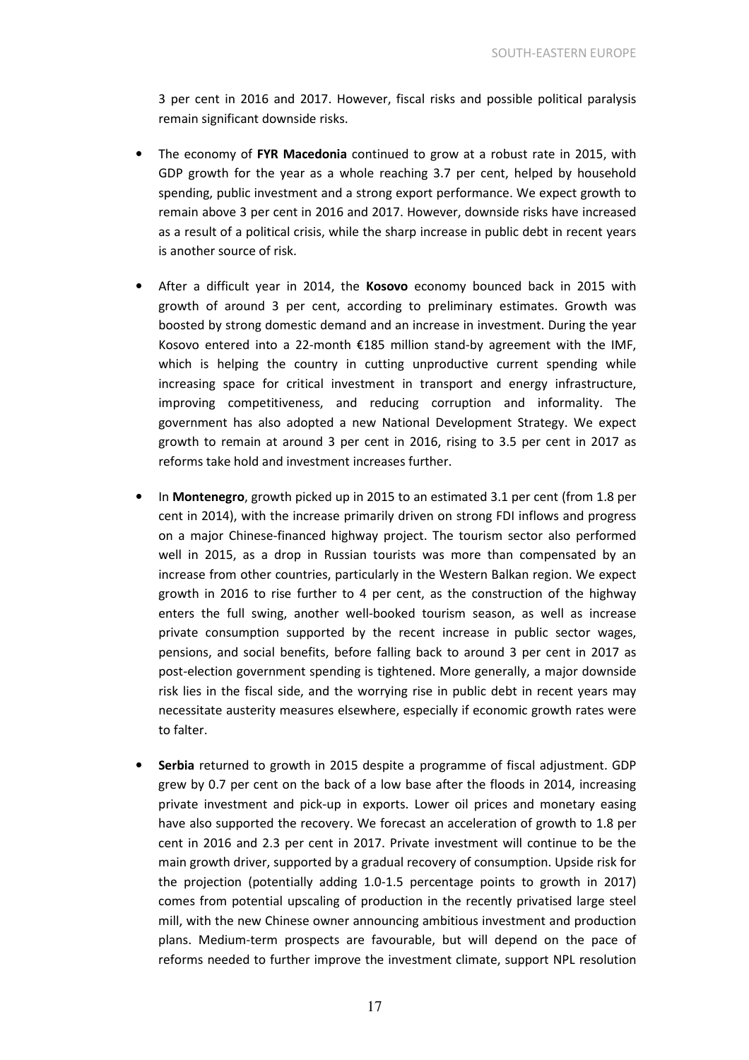3 per cent in 2016 and 2017. However, fiscal risks and possible political paralysis remain significant downside risks.

- The economy of **FYR Macedonia** continued to grow at a robust rate in 2015, with GDP growth for the year as a whole reaching 3.7 per cent, helped by household spending, public investment and a strong export performance. We expect growth to remain above 3 per cent in 2016 and 2017. However, downside risks have increased as a result of a political crisis, while the sharp increase in public debt in recent years is another source of risk.

- After a difficult year in 2014, the **Kosovo** economy bounced back in 2015 with growth of around 3 per cent, according to preliminary estimates. Growth was boosted by strong domestic demand and an increase in investment. During the year Kosovo entered into a 22-month €185 million stand-by agreement with the IMF, which is helping the country in cutting unproductive current spending while increasing space for critical investment in transport and energy infrastructure, improving competitiveness, and reducing corruption and informality. The government has also adopted a new National Development Strategy. We expect growth to remain at around 3 per cent in 2016, rising to 3.5 per cent in 2017 as reforms take hold and investment increases further.

- In **Montenegro**, growth picked up in 2015 to an estimated 3.1 per cent (from 1.8 per cent in 2014), with the increase primarily driven on strong FDI inflows and progress on a major Chinese-financed highway project. The tourism sector also performed well in 2015, as a drop in Russian tourists was more than compensated by an increase from other countries, particularly in the Western Balkan region. We expect growth in 2016 to rise further to 4 per cent, as the construction of the highway enters the full swing, another well-booked tourism season, as well as increase private consumption supported by the recent increase in public sector wages, pensions, and social benefits, before falling back to around 3 per cent in 2017 as post-election government spending is tightened. More generally, a major downside risk lies in the fiscal side, and the worrying rise in public debt in recent years may necessitate austerity measures elsewhere, especially if economic growth rates were to falter.

- **Serbia** returned to growth in 2015 despite a programme of fiscal adjustment. GDP grew by 0.7 per cent on the back of a low base after the floods in 2014, increasing private investment and pick-up in exports. Lower oil prices and monetary easing have also supported the recovery. We forecast an acceleration of growth to 1.8 per cent in 2016 and 2.3 per cent in 2017. Private investment will continue to be the main growth driver, supported by a gradual recovery of consumption. Upside risk for the projection (potentially adding 1.0-1.5 percentage points to growth in 2017) comes from potential upscaling of production in the recently privatised large steel mill, with the new Chinese owner announcing ambitious investment and production plans. Medium-term prospects are favourable, but will depend on the pace of reforms needed to further improve the investment climate, support NPL resolution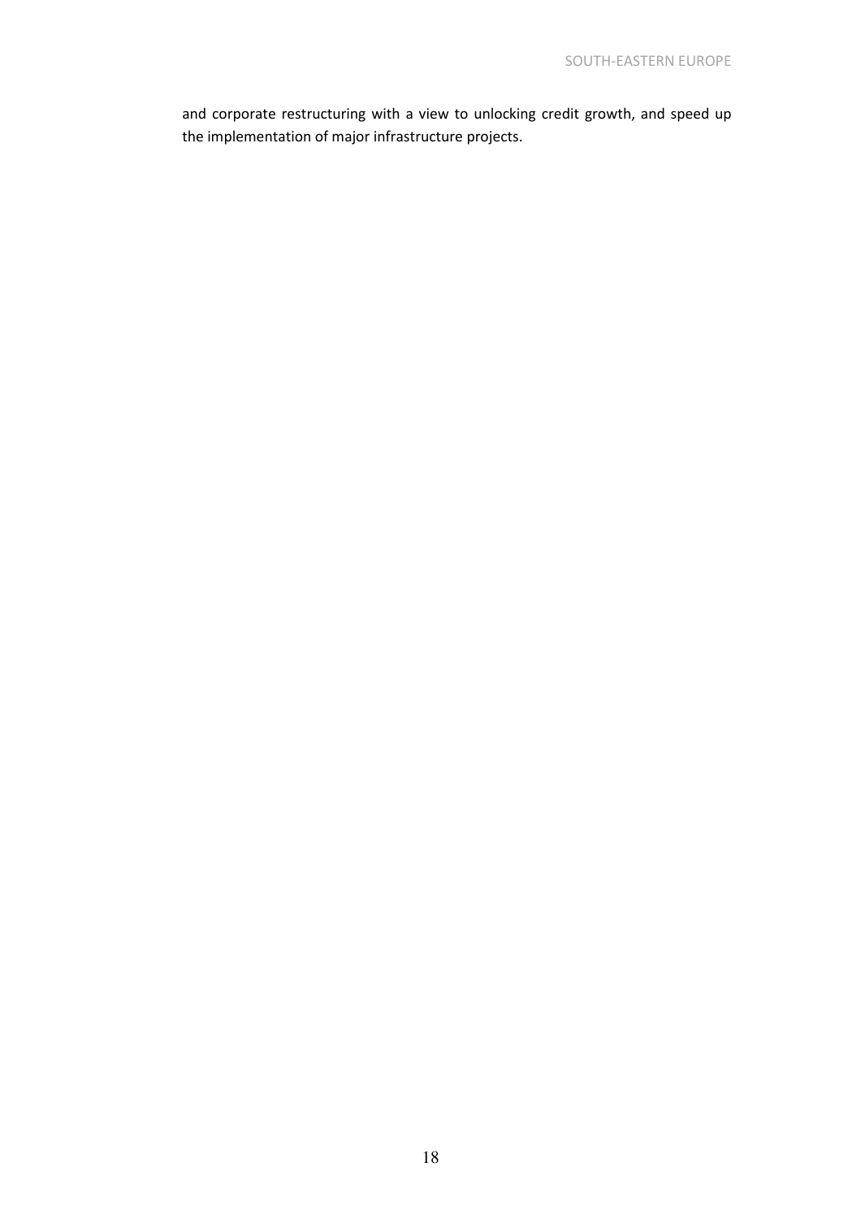and corporate restructuring with a view to unlocking credit growth, and speed up the implementation of major infrastructure projects.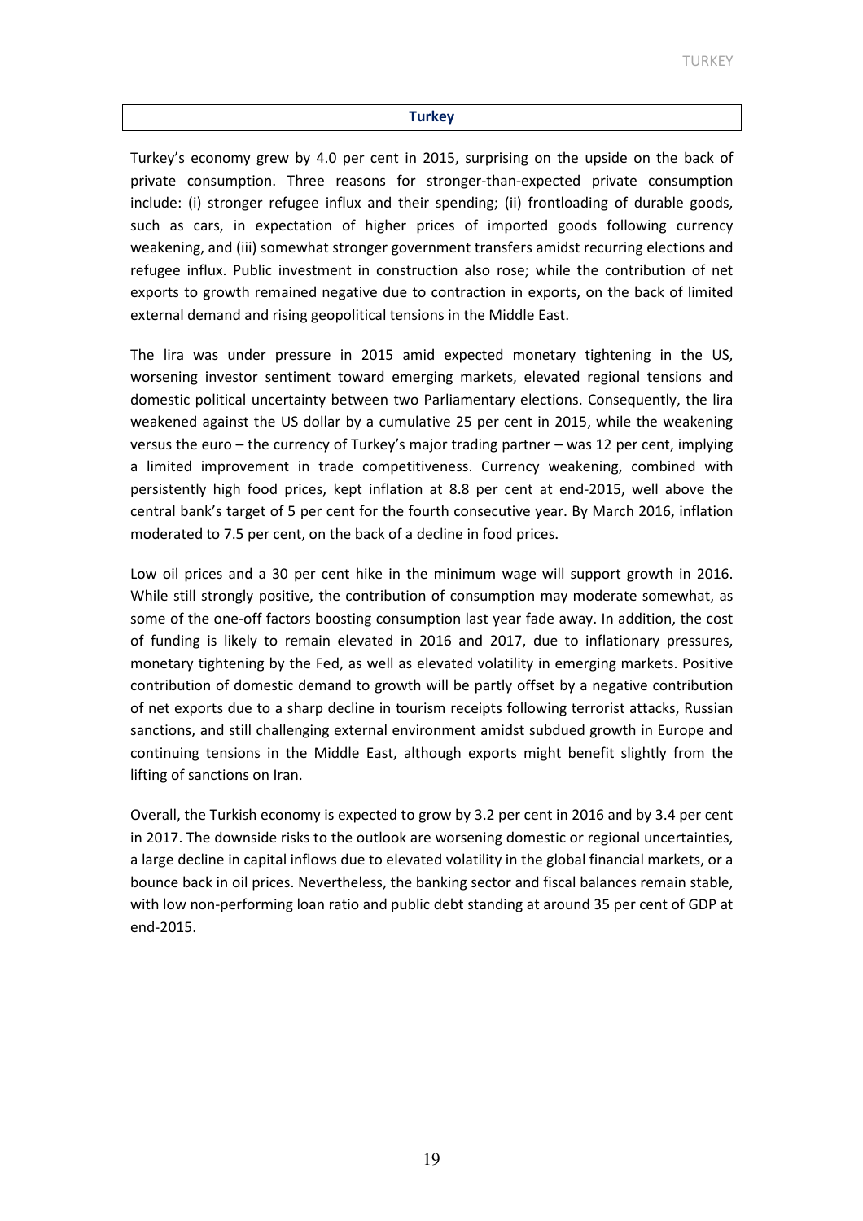## Turkey

Turkey's economy grew by 4.0 per cent in 2015, surprising on the upside on the back of private consumption. Three reasons for stronger-than-expected private consumption include: (i) stronger refugee influx and their spending; (ii) frontloading of durable goods, such as cars, in expectation of higher prices of imported goods following currency weakening, and (iii) somewhat stronger government transfers amidst recurring elections and refugee influx. Public investment in construction also rose; while the contribution of net exports to growth remained negative due to contraction in exports, on the back of limited external demand and rising geopolitical tensions in the Middle East.

The lira was under pressure in 2015 amid expected monetary tightening in the US, worsening investor sentiment toward emerging markets, elevated regional tensions and domestic political uncertainty between two Parliamentary elections. Consequently, the lira weakened against the US dollar by a cumulative 25 per cent in 2015, while the weakening versus the euro – the currency of Turkey's major trading partner – was 12 per cent, implying a limited improvement in trade competitiveness. Currency weakening, combined with persistently high food prices, kept inflation at 8.8 per cent at end-2015, well above the central bank's target of 5 per cent for the fourth consecutive year. By March 2016, inflation moderated to 7.5 per cent, on the back of a decline in food prices.

Low oil prices and a 30 per cent hike in the minimum wage will support growth in 2016. While still strongly positive, the contribution of consumption may moderate somewhat, as some of the one-off factors boosting consumption last year fade away. In addition, the cost of funding is likely to remain elevated in 2016 and 2017, due to inflationary pressures, monetary tightening by the Fed, as well as elevated volatility in emerging markets. Positive contribution of domestic demand to growth will be partly offset by a negative contribution of net exports due to a sharp decline in tourism receipts following terrorist attacks, Russian sanctions, and still challenging external environment amidst subdued growth in Europe and continuing tensions in the Middle East, although exports might benefit slightly from the lifting of sanctions on Iran.

Overall, the Turkish economy is expected to grow by 3.2 per cent in 2016 and by 3.4 per cent in 2017. The downside risks to the outlook are worsening domestic or regional uncertainties, a large decline in capital inflows due to elevated volatility in the global financial markets, or a bounce back in oil prices. Nevertheless, the banking sector and fiscal balances remain stable, with low non-performing loan ratio and public debt standing at around 35 per cent of GDP at end-2015.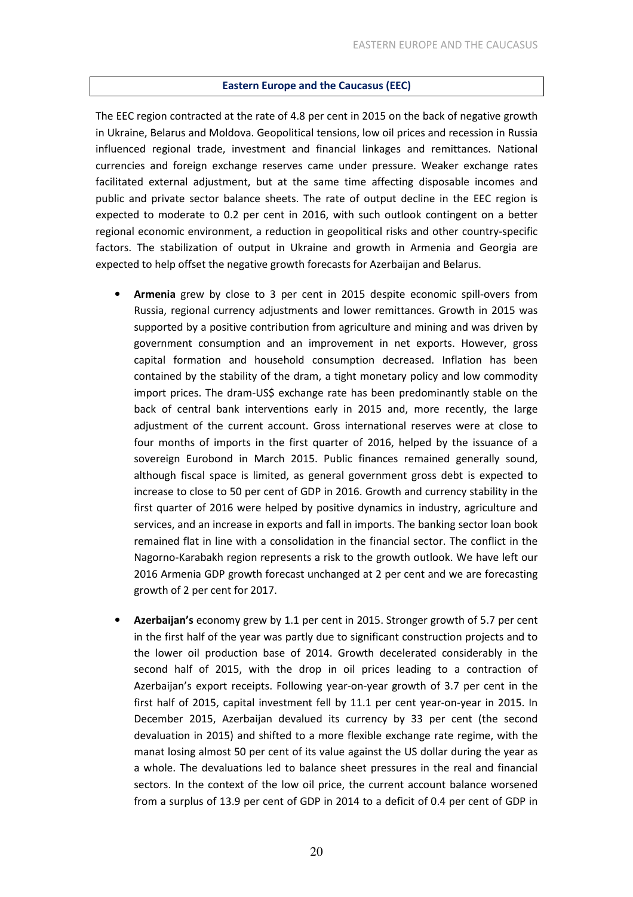## Eastern Europe and the Caucasus (EEC)

The EEC region contracted at the rate of 4.8 per cent in 2015 on the back of negative growth in Ukraine, Belarus and Moldova. Geopolitical tensions, low oil prices and recession in Russia influenced regional trade, investment and financial linkages and remittances. National currencies and foreign exchange reserves came under pressure. Weaker exchange rates facilitated external adjustment, but at the same time affecting disposable incomes and public and private sector balance sheets. The rate of output decline in the EEC region is expected to moderate to 0.2 per cent in 2016, with such outlook contingent on a better regional economic environment, a reduction in geopolitical risks and other country-specific factors. The stabilization of output in Ukraine and growth in Armenia and Georgia are expected to help offset the negative growth forecasts for Azerbaijan and Belarus.

- **Armenia** grew by close to 3 per cent in 2015 despite economic spill-overs from Russia, regional currency adjustments and lower remittances. Growth in 2015 was supported by a positive contribution from agriculture and mining and was driven by government consumption and an improvement in net exports. However, gross capital formation and household consumption decreased. Inflation has been contained by the stability of the dram, a tight monetary policy and low commodity import prices. The dram-US$ exchange rate has been predominantly stable on the back of central bank interventions early in 2015 and, more recently, the large adjustment of the current account. Gross international reserves were at close to four months of imports in the first quarter of 2016, helped by the issuance of a sovereign Eurobond in March 2015. Public finances remained generally sound, although fiscal space is limited, as general government gross debt is expected to increase to close to 50 per cent of GDP in 2016. Growth and currency stability in the first quarter of 2016 were helped by positive dynamics in industry, agriculture and services, and an increase in exports and fall in imports. The banking sector loan book remained flat in line with a consolidation in the financial sector. The conflict in the Nagorno-Karabakh region represents a risk to the growth outlook. We have left our 2016 Armenia GDP growth forecast unchanged at 2 per cent and we are forecasting growth of 2 per cent for 2017.

- **Azerbaijan's** economy grew by 1.1 per cent in 2015. Stronger growth of 5.7 per cent in the first half of the year was partly due to significant construction projects and to the lower oil production base of 2014. Growth decelerated considerably in the second half of 2015, with the drop in oil prices leading to a contraction of Azerbaijan's export receipts. Following year-on-year growth of 3.7 per cent in the first half of 2015, capital investment fell by 11.1 per cent year-on-year in 2015. In December 2015, Azerbaijan devalued its currency by 33 per cent (the second devaluation in 2015) and shifted to a more flexible exchange rate regime, with the manat losing almost 50 per cent of its value against the US dollar during the year as a whole. The devaluations led to balance sheet pressures in the real and financial sectors. In the context of the low oil price, the current account balance worsened from a surplus of 13.9 per cent of GDP in 2014 to a deficit of 0.4 per cent of GDP in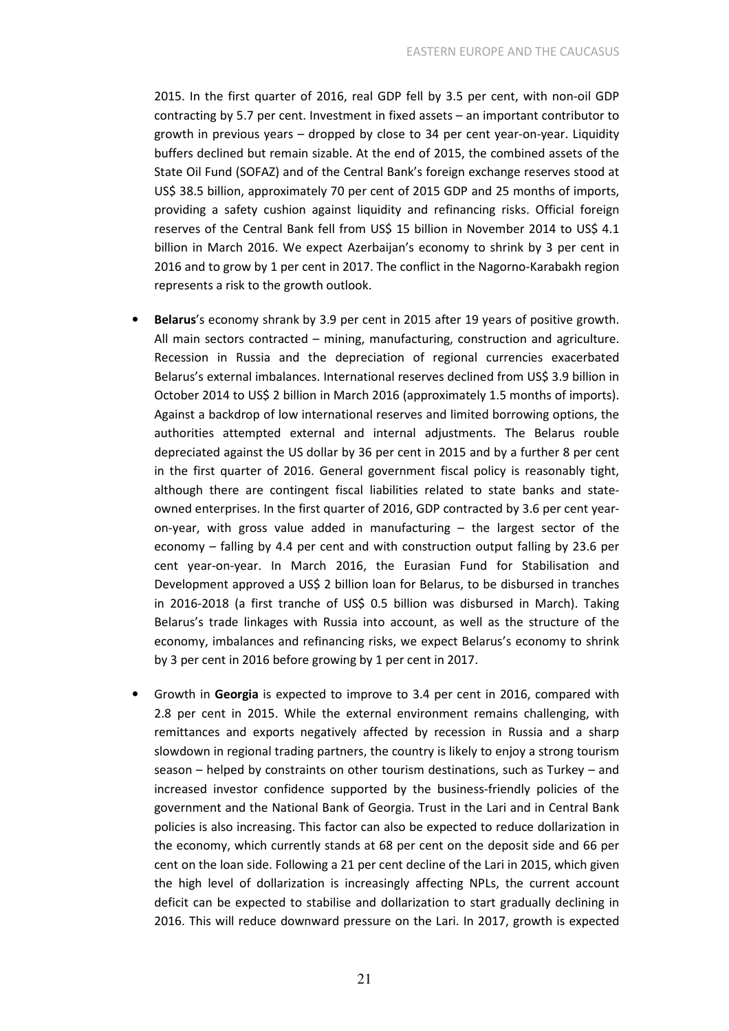2015. In the first quarter of 2016, real GDP fell by 3.5 per cent, with non-oil GDP contracting by 5.7 per cent. Investment in fixed assets – an important contributor to growth in previous years – dropped by close to 34 per cent year-on-year. Liquidity buffers declined but remain sizable. At the end of 2015, the combined assets of the State Oil Fund (SOFAZ) and of the Central Bank's foreign exchange reserves stood at US$ 38.5 billion, approximately 70 per cent of 2015 GDP and 25 months of imports, providing a safety cushion against liquidity and refinancing risks. Official foreign reserves of the Central Bank fell from US$ 15 billion in November 2014 to US$ 4.1 billion in March 2016. We expect Azerbaijan's economy to shrink by 3 per cent in 2016 and to grow by 1 per cent in 2017. The conflict in the Nagorno-Karabakh region represents a risk to the growth outlook.

- **Belarus**'s economy shrank by 3.9 per cent in 2015 after 19 years of positive growth. All main sectors contracted – mining, manufacturing, construction and agriculture. Recession in Russia and the depreciation of regional currencies exacerbated Belarus's external imbalances. International reserves declined from US$ 3.9 billion in October 2014 to US$ 2 billion in March 2016 (approximately 1.5 months of imports). Against a backdrop of low international reserves and limited borrowing options, the authorities attempted external and internal adjustments. The Belarus rouble depreciated against the US dollar by 36 per cent in 2015 and by a further 8 per cent in the first quarter of 2016. General government fiscal policy is reasonably tight, although there are contingent fiscal liabilities related to state banks and state-owned enterprises. In the first quarter of 2016, GDP contracted by 3.6 per cent year-on-year, with gross value added in manufacturing – the largest sector of the economy – falling by 4.4 per cent and with construction output falling by 23.6 per cent year-on-year. In March 2016, the Eurasian Fund for Stabilisation and Development approved a US$ 2 billion loan for Belarus, to be disbursed in tranches in 2016-2018 (a first tranche of US$ 0.5 billion was disbursed in March). Taking Belarus's trade linkages with Russia into account, as well as the structure of the economy, imbalances and refinancing risks, we expect Belarus's economy to shrink by 3 per cent in 2016 before growing by 1 per cent in 2017.

- Growth in **Georgia** is expected to improve to 3.4 per cent in 2016, compared with 2.8 per cent in 2015. While the external environment remains challenging, with remittances and exports negatively affected by recession in Russia and a sharp slowdown in regional trading partners, the country is likely to enjoy a strong tourism season – helped by constraints on other tourism destinations, such as Turkey – and increased investor confidence supported by the business-friendly policies of the government and the National Bank of Georgia. Trust in the Lari and in Central Bank policies is also increasing. This factor can also be expected to reduce dollarization in the economy, which currently stands at 68 per cent on the deposit side and 66 per cent on the loan side. Following a 21 per cent decline of the Lari in 2015, which given the high level of dollarization is increasingly affecting NPLs, the current account deficit can be expected to stabilise and dollarization to start gradually declining in 2016. This will reduce downward pressure on the Lari. In 2017, growth is expected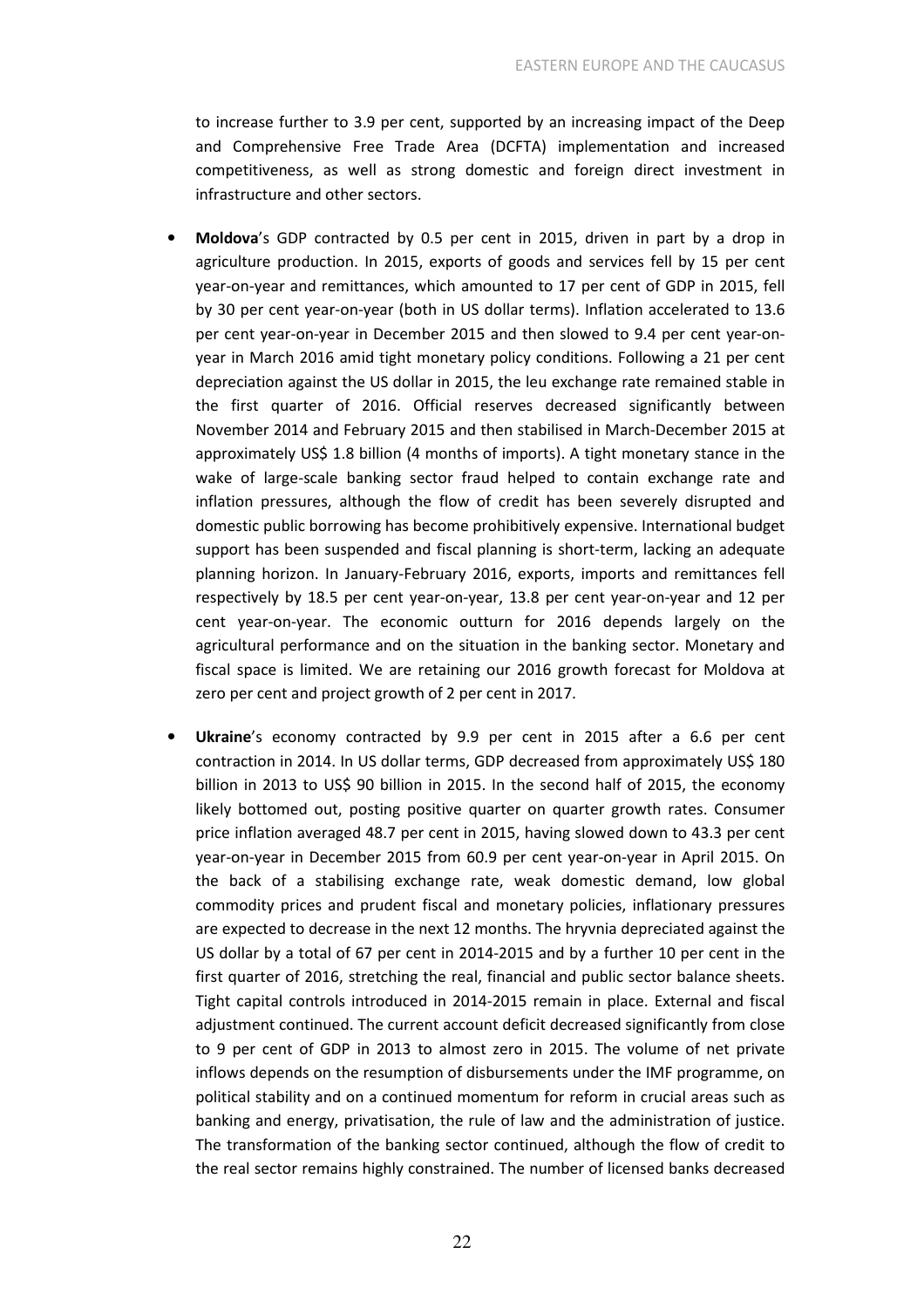to increase further to 3.9 per cent, supported by an increasing impact of the Deep and Comprehensive Free Trade Area (DCFTA) implementation and increased competitiveness, as well as strong domestic and foreign direct investment in infrastructure and other sectors.

- **Moldova**'s GDP contracted by 0.5 per cent in 2015, driven in part by a drop in agriculture production. In 2015, exports of goods and services fell by 15 per cent year-on-year and remittances, which amounted to 17 per cent of GDP in 2015, fell by 30 per cent year-on-year (both in US dollar terms). Inflation accelerated to 13.6 per cent year-on-year in December 2015 and then slowed to 9.4 per cent year-on-year in March 2016 amid tight monetary policy conditions. Following a 21 per cent depreciation against the US dollar in 2015, the leu exchange rate remained stable in the first quarter of 2016. Official reserves decreased significantly between November 2014 and February 2015 and then stabilised in March-December 2015 at approximately US$ 1.8 billion (4 months of imports). A tight monetary stance in the wake of large-scale banking sector fraud helped to contain exchange rate and inflation pressures, although the flow of credit has been severely disrupted and domestic public borrowing has become prohibitively expensive. International budget support has been suspended and fiscal planning is short-term, lacking an adequate planning horizon. In January-February 2016, exports, imports and remittances fell respectively by 18.5 per cent year-on-year, 13.8 per cent year-on-year and 12 per cent year-on-year. The economic outturn for 2016 depends largely on the agricultural performance and on the situation in the banking sector. Monetary and fiscal space is limited. We are retaining our 2016 growth forecast for Moldova at zero per cent and project growth of 2 per cent in 2017.

- **Ukraine**'s economy contracted by 9.9 per cent in 2015 after a 6.6 per cent contraction in 2014. In US dollar terms, GDP decreased from approximately US$ 180 billion in 2013 to US$ 90 billion in 2015. In the second half of 2015, the economy likely bottomed out, posting positive quarter on quarter growth rates. Consumer price inflation averaged 48.7 per cent in 2015, having slowed down to 43.3 per cent year-on-year in December 2015 from 60.9 per cent year-on-year in April 2015. On the back of a stabilising exchange rate, weak domestic demand, low global commodity prices and prudent fiscal and monetary policies, inflationary pressures are expected to decrease in the next 12 months. The hryvnia depreciated against the US dollar by a total of 67 per cent in 2014-2015 and by a further 10 per cent in the first quarter of 2016, stretching the real, financial and public sector balance sheets. Tight capital controls introduced in 2014-2015 remain in place. External and fiscal adjustment continued. The current account deficit decreased significantly from close to 9 per cent of GDP in 2013 to almost zero in 2015. The volume of net private inflows depends on the resumption of disbursements under the IMF programme, on political stability and on a continued momentum for reform in crucial areas such as banking and energy, privatisation, the rule of law and the administration of justice. The transformation of the banking sector continued, although the flow of credit to the real sector remains highly constrained. The number of licensed banks decreased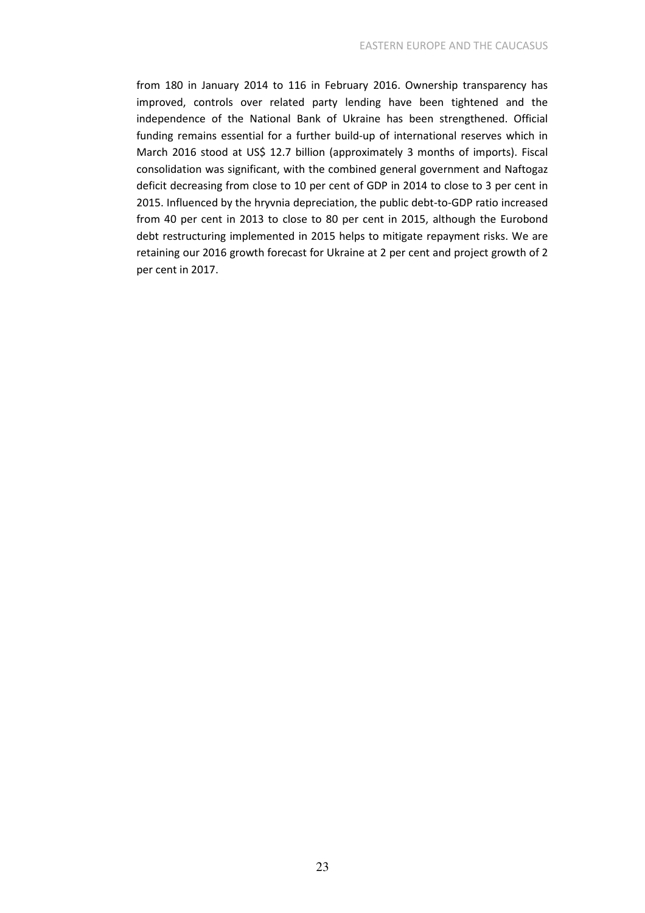from 180 in January 2014 to 116 in February 2016. Ownership transparency has improved, controls over related party lending have been tightened and the independence of the National Bank of Ukraine has been strengthened. Official funding remains essential for a further build-up of international reserves which in March 2016 stood at US$ 12.7 billion (approximately 3 months of imports). Fiscal consolidation was significant, with the combined general government and Naftogaz deficit decreasing from close to 10 per cent of GDP in 2014 to close to 3 per cent in 2015. Influenced by the hryvnia depreciation, the public debt-to-GDP ratio increased from 40 per cent in 2013 to close to 80 per cent in 2015, although the Eurobond debt restructuring implemented in 2015 helps to mitigate repayment risks. We are retaining our 2016 growth forecast for Ukraine at 2 per cent and project growth of 2 per cent in 2017.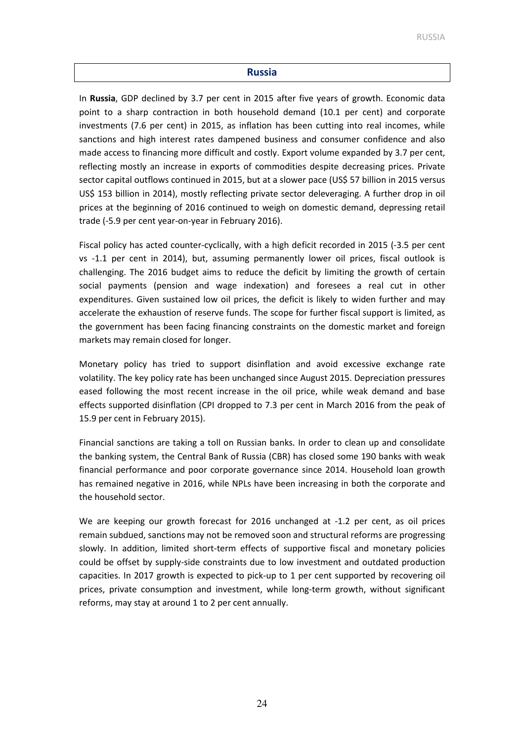## Russia

In **Russia**, GDP declined by 3.7 per cent in 2015 after five years of growth. Economic data point to a sharp contraction in both household demand (10.1 per cent) and corporate investments (7.6 per cent) in 2015, as inflation has been cutting into real incomes, while sanctions and high interest rates dampened business and consumer confidence and also made access to financing more difficult and costly. Export volume expanded by 3.7 per cent, reflecting mostly an increase in exports of commodities despite decreasing prices. Private sector capital outflows continued in 2015, but at a slower pace (US$ 57 billion in 2015 versus US$ 153 billion in 2014), mostly reflecting private sector deleveraging. A further drop in oil prices at the beginning of 2016 continued to weigh on domestic demand, depressing retail trade (-5.9 per cent year-on-year in February 2016).

Fiscal policy has acted counter-cyclically, with a high deficit recorded in 2015 (-3.5 per cent vs -1.1 per cent in 2014), but, assuming permanently lower oil prices, fiscal outlook is challenging. The 2016 budget aims to reduce the deficit by limiting the growth of certain social payments (pension and wage indexation) and foresees a real cut in other expenditures. Given sustained low oil prices, the deficit is likely to widen further and may accelerate the exhaustion of reserve funds. The scope for further fiscal support is limited, as the government has been facing financing constraints on the domestic market and foreign markets may remain closed for longer.

Monetary policy has tried to support disinflation and avoid excessive exchange rate volatility. The key policy rate has been unchanged since August 2015. Depreciation pressures eased following the most recent increase in the oil price, while weak demand and base effects supported disinflation (CPI dropped to 7.3 per cent in March 2016 from the peak of 15.9 per cent in February 2015).

Financial sanctions are taking a toll on Russian banks. In order to clean up and consolidate the banking system, the Central Bank of Russia (CBR) has closed some 190 banks with weak financial performance and poor corporate governance since 2014. Household loan growth has remained negative in 2016, while NPLs have been increasing in both the corporate and the household sector.

We are keeping our growth forecast for 2016 unchanged at -1.2 per cent, as oil prices remain subdued, sanctions may not be removed soon and structural reforms are progressing slowly. In addition, limited short-term effects of supportive fiscal and monetary policies could be offset by supply-side constraints due to low investment and outdated production capacities. In 2017 growth is expected to pick-up to 1 per cent supported by recovering oil prices, private consumption and investment, while long-term growth, without significant reforms, may stay at around 1 to 2 per cent annually.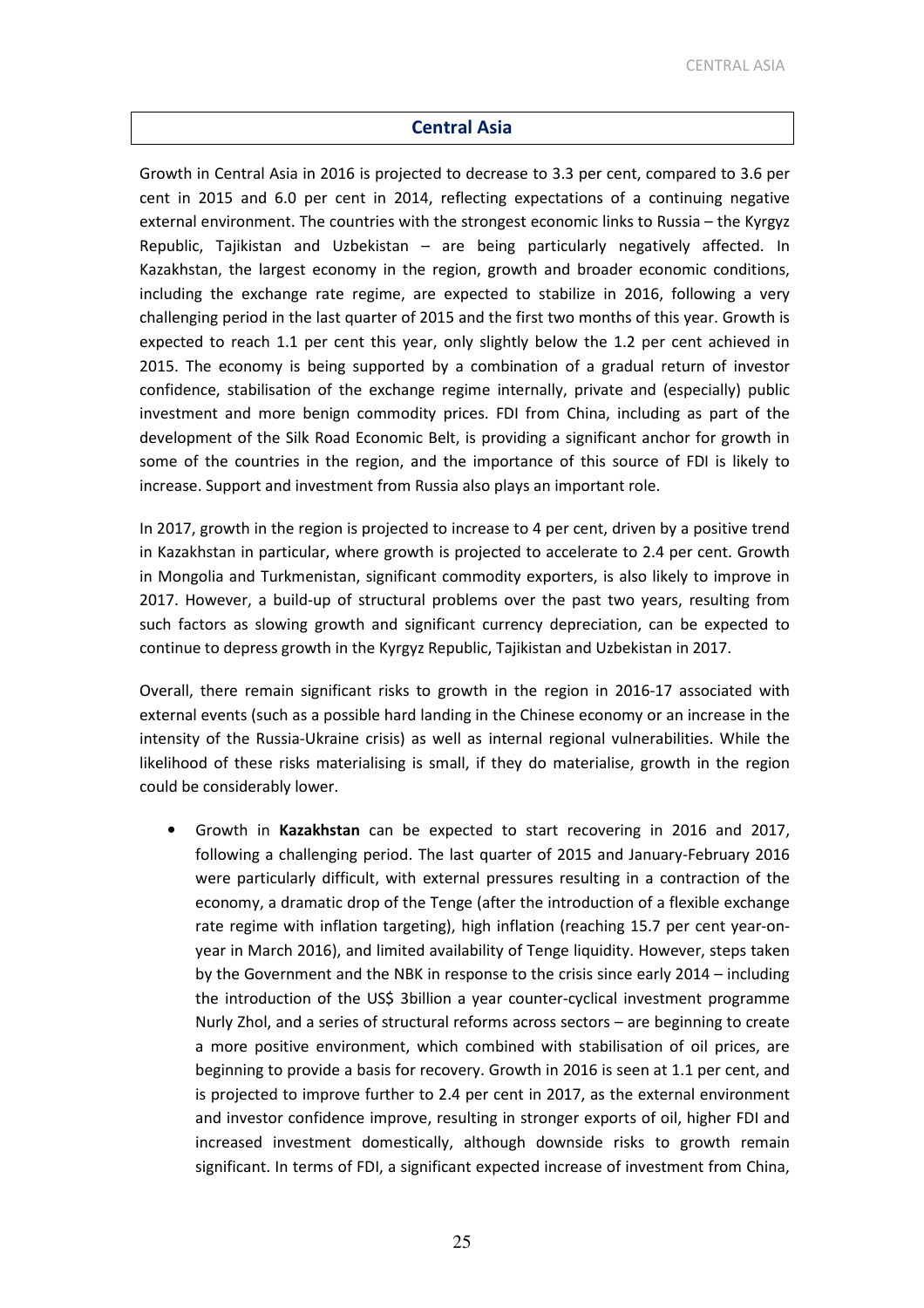## Central Asia

Growth in Central Asia in 2016 is projected to decrease to 3.3 per cent, compared to 3.6 per cent in 2015 and 6.0 per cent in 2014, reflecting expectations of a continuing negative external environment. The countries with the strongest economic links to Russia – the Kyrgyz Republic, Tajikistan and Uzbekistan – are being particularly negatively affected. In Kazakhstan, the largest economy in the region, growth and broader economic conditions, including the exchange rate regime, are expected to stabilize in 2016, following a very challenging period in the last quarter of 2015 and the first two months of this year. Growth is expected to reach 1.1 per cent this year, only slightly below the 1.2 per cent achieved in 2015. The economy is being supported by a combination of a gradual return of investor confidence, stabilisation of the exchange regime internally, private and (especially) public investment and more benign commodity prices. FDI from China, including as part of the development of the Silk Road Economic Belt, is providing a significant anchor for growth in some of the countries in the region, and the importance of this source of FDI is likely to increase. Support and investment from Russia also plays an important role.

In 2017, growth in the region is projected to increase to 4 per cent, driven by a positive trend in Kazakhstan in particular, where growth is projected to accelerate to 2.4 per cent. Growth in Mongolia and Turkmenistan, significant commodity exporters, is also likely to improve in 2017. However, a build-up of structural problems over the past two years, resulting from such factors as slowing growth and significant currency depreciation, can be expected to continue to depress growth in the Kyrgyz Republic, Tajikistan and Uzbekistan in 2017.

Overall, there remain significant risks to growth in the region in 2016-17 associated with external events (such as a possible hard landing in the Chinese economy or an increase in the intensity of the Russia-Ukraine crisis) as well as internal regional vulnerabilities. While the likelihood of these risks materialising is small, if they do materialise, growth in the region could be considerably lower.

- Growth in **Kazakhstan** can be expected to start recovering in 2016 and 2017, following a challenging period. The last quarter of 2015 and January-February 2016 were particularly difficult, with external pressures resulting in a contraction of the economy, a dramatic drop of the Tenge (after the introduction of a flexible exchange rate regime with inflation targeting), high inflation (reaching 15.7 per cent year-on-year in March 2016), and limited availability of Tenge liquidity. However, steps taken by the Government and the NBK in response to the crisis since early 2014 – including the introduction of the US$ 3billion a year counter-cyclical investment programme Nurly Zhol, and a series of structural reforms across sectors – are beginning to create a more positive environment, which combined with stabilisation of oil prices, are beginning to provide a basis for recovery. Growth in 2016 is seen at 1.1 per cent, and is projected to improve further to 2.4 per cent in 2017, as the external environment and investor confidence improve, resulting in stronger exports of oil, higher FDI and increased investment domestically, although downside risks to growth remain significant. In terms of FDI, a significant expected increase of investment from China,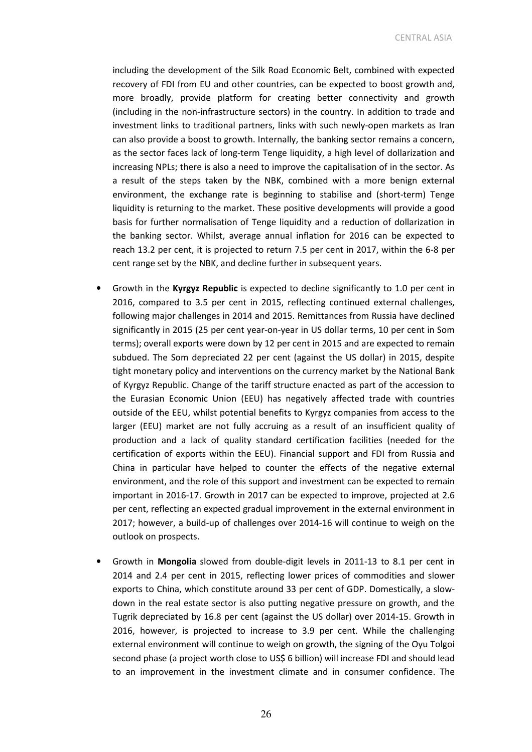including the development of the Silk Road Economic Belt, combined with expected recovery of FDI from EU and other countries, can be expected to boost growth and, more broadly, provide platform for creating better connectivity and growth (including in the non-infrastructure sectors) in the country. In addition to trade and investment links to traditional partners, links with such newly-open markets as Iran can also provide a boost to growth. Internally, the banking sector remains a concern, as the sector faces lack of long-term Tenge liquidity, a high level of dollarization and increasing NPLs; there is also a need to improve the capitalisation of in the sector. As a result of the steps taken by the NBK, combined with a more benign external environment, the exchange rate is beginning to stabilise and (short-term) Tenge liquidity is returning to the market. These positive developments will provide a good basis for further normalisation of Tenge liquidity and a reduction of dollarization in the banking sector. Whilst, average annual inflation for 2016 can be expected to reach 13.2 per cent, it is projected to return 7.5 per cent in 2017, within the 6-8 per cent range set by the NBK, and decline further in subsequent years.

- Growth in the **Kyrgyz Republic** is expected to decline significantly to 1.0 per cent in 2016, compared to 3.5 per cent in 2015, reflecting continued external challenges, following major challenges in 2014 and 2015. Remittances from Russia have declined significantly in 2015 (25 per cent year-on-year in US dollar terms, 10 per cent in Som terms); overall exports were down by 12 per cent in 2015 and are expected to remain subdued. The Som depreciated 22 per cent (against the US dollar) in 2015, despite tight monetary policy and interventions on the currency market by the National Bank of Kyrgyz Republic. Change of the tariff structure enacted as part of the accession to the Eurasian Economic Union (EEU) has negatively affected trade with countries outside of the EEU, whilst potential benefits to Kyrgyz companies from access to the larger (EEU) market are not fully accruing as a result of an insufficient quality of production and a lack of quality standard certification facilities (needed for the certification of exports within the EEU). Financial support and FDI from Russia and China in particular have helped to counter the effects of the negative external environment, and the role of this support and investment can be expected to remain important in 2016-17. Growth in 2017 can be expected to improve, projected at 2.6 per cent, reflecting an expected gradual improvement in the external environment in 2017; however, a build-up of challenges over 2014-16 will continue to weigh on the outlook on prospects.

- Growth in **Mongolia** slowed from double-digit levels in 2011-13 to 8.1 per cent in 2014 and 2.4 per cent in 2015, reflecting lower prices of commodities and slower exports to China, which constitute around 33 per cent of GDP. Domestically, a slow-down in the real estate sector is also putting negative pressure on growth, and the Tugrik depreciated by 16.8 per cent (against the US dollar) over 2014-15. Growth in 2016, however, is projected to increase to 3.9 per cent. While the challenging external environment will continue to weigh on growth, the signing of the Oyu Tolgoi second phase (a project worth close to US$ 6 billion) will increase FDI and should lead to an improvement in the investment climate and in consumer confidence. The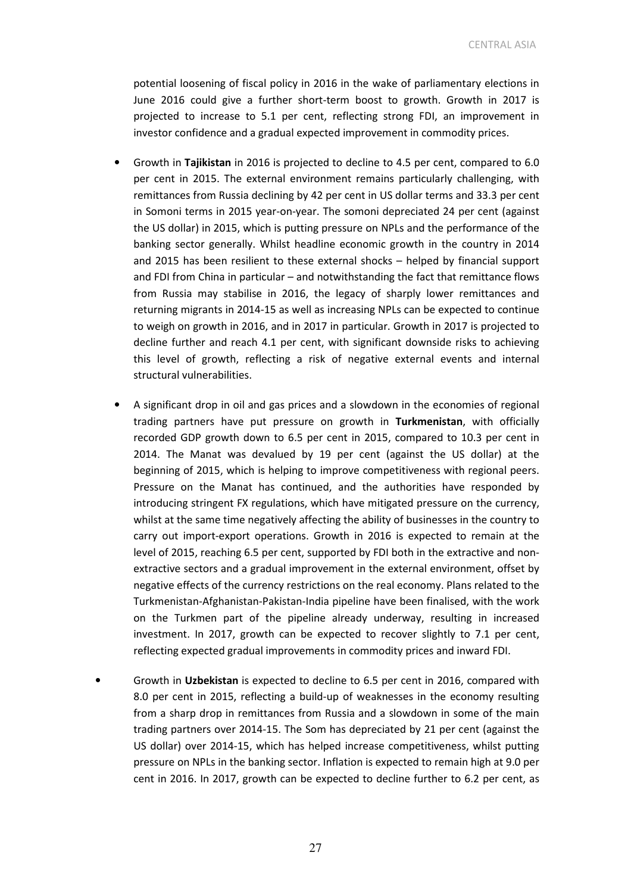potential loosening of fiscal policy in 2016 in the wake of parliamentary elections in June 2016 could give a further short-term boost to growth. Growth in 2017 is projected to increase to 5.1 per cent, reflecting strong FDI, an improvement in investor confidence and a gradual expected improvement in commodity prices.

- Growth in **Tajikistan** in 2016 is projected to decline to 4.5 per cent, compared to 6.0 per cent in 2015. The external environment remains particularly challenging, with remittances from Russia declining by 42 per cent in US dollar terms and 33.3 per cent in Somoni terms in 2015 year-on-year. The somoni depreciated 24 per cent (against the US dollar) in 2015, which is putting pressure on NPLs and the performance of the banking sector generally. Whilst headline economic growth in the country in 2014 and 2015 has been resilient to these external shocks – helped by financial support and FDI from China in particular – and notwithstanding the fact that remittance flows from Russia may stabilise in 2016, the legacy of sharply lower remittances and returning migrants in 2014-15 as well as increasing NPLs can be expected to continue to weigh on growth in 2016, and in 2017 in particular. Growth in 2017 is projected to decline further and reach 4.1 per cent, with significant downside risks to achieving this level of growth, reflecting a risk of negative external events and internal structural vulnerabilities.

- A significant drop in oil and gas prices and a slowdown in the economies of regional trading partners have put pressure on growth in **Turkmenistan**, with officially recorded GDP growth down to 6.5 per cent in 2015, compared to 10.3 per cent in 2014. The Manat was devalued by 19 per cent (against the US dollar) at the beginning of 2015, which is helping to improve competitiveness with regional peers. Pressure on the Manat has continued, and the authorities have responded by introducing stringent FX regulations, which have mitigated pressure on the currency, whilst at the same time negatively affecting the ability of businesses in the country to carry out import-export operations. Growth in 2016 is expected to remain at the level of 2015, reaching 6.5 per cent, supported by FDI both in the extractive and non-extractive sectors and a gradual improvement in the external environment, offset by negative effects of the currency restrictions on the real economy. Plans related to the Turkmenistan-Afghanistan-Pakistan-India pipeline have been finalised, with the work on the Turkmen part of the pipeline already underway, resulting in increased investment. In 2017, growth can be expected to recover slightly to 7.1 per cent, reflecting expected gradual improvements in commodity prices and inward FDI.

- Growth in **Uzbekistan** is expected to decline to 6.5 per cent in 2016, compared with 8.0 per cent in 2015, reflecting a build-up of weaknesses in the economy resulting from a sharp drop in remittances from Russia and a slowdown in some of the main trading partners over 2014-15. The Som has depreciated by 21 per cent (against the US dollar) over 2014-15, which has helped increase competitiveness, whilst putting pressure on NPLs in the banking sector. Inflation is expected to remain high at 9.0 per cent in 2016. In 2017, growth can be expected to decline further to 6.2 per cent, as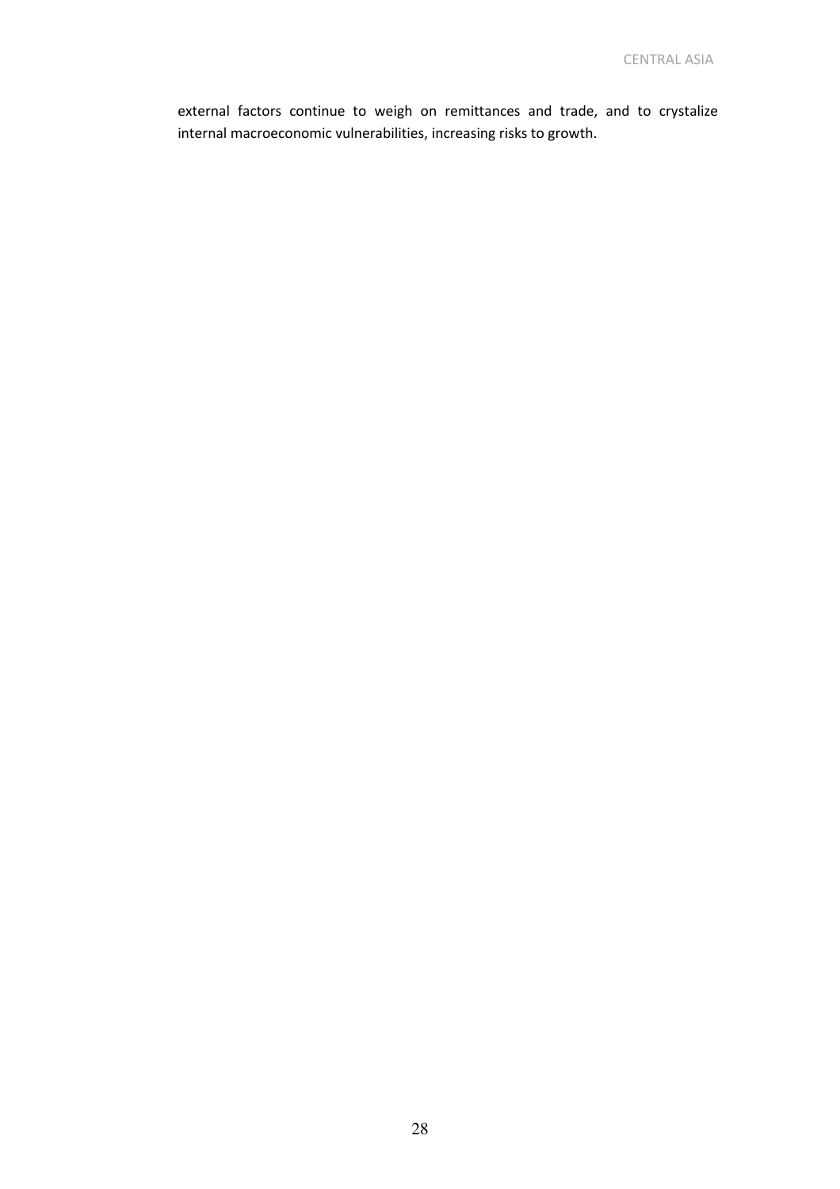external factors continue to weigh on remittances and trade, and to crystalize internal macroeconomic vulnerabilities, increasing risks to growth.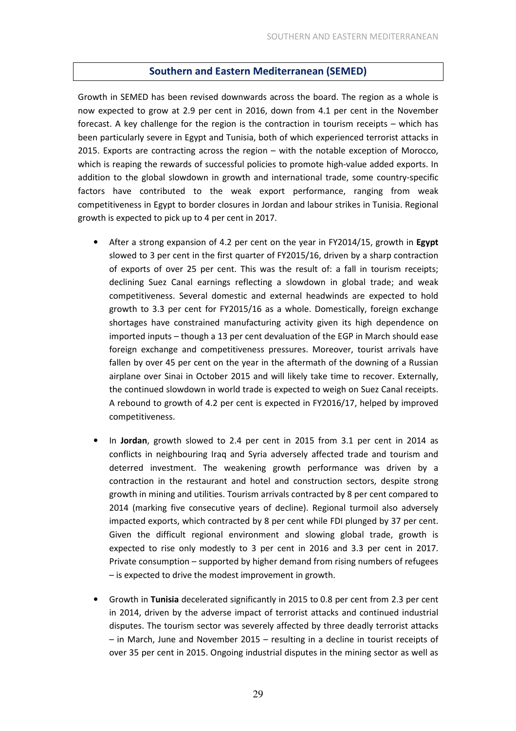## Southern and Eastern Mediterranean (SEMED)

Growth in SEMED has been revised downwards across the board. The region as a whole is now expected to grow at 2.9 per cent in 2016, down from 4.1 per cent in the November forecast. A key challenge for the region is the contraction in tourism receipts – which has been particularly severe in Egypt and Tunisia, both of which experienced terrorist attacks in 2015. Exports are contracting across the region – with the notable exception of Morocco, which is reaping the rewards of successful policies to promote high-value added exports. In addition to the global slowdown in growth and international trade, some country-specific factors have contributed to the weak export performance, ranging from weak competitiveness in Egypt to border closures in Jordan and labour strikes in Tunisia. Regional growth is expected to pick up to 4 per cent in 2017.

- After a strong expansion of 4.2 per cent on the year in FY2014/15, growth in **Egypt** slowed to 3 per cent in the first quarter of FY2015/16, driven by a sharp contraction of exports of over 25 per cent. This was the result of: a fall in tourism receipts; declining Suez Canal earnings reflecting a slowdown in global trade; and weak competitiveness. Several domestic and external headwinds are expected to hold growth to 3.3 per cent for FY2015/16 as a whole. Domestically, foreign exchange shortages have constrained manufacturing activity given its high dependence on imported inputs – though a 13 per cent devaluation of the EGP in March should ease foreign exchange and competitiveness pressures. Moreover, tourist arrivals have fallen by over 45 per cent on the year in the aftermath of the downing of a Russian airplane over Sinai in October 2015 and will likely take time to recover. Externally, the continued slowdown in world trade is expected to weigh on Suez Canal receipts. A rebound to growth of 4.2 per cent is expected in FY2016/17, helped by improved competitiveness.

- In **Jordan**, growth slowed to 2.4 per cent in 2015 from 3.1 per cent in 2014 as conflicts in neighbouring Iraq and Syria adversely affected trade and tourism and deterred investment. The weakening growth performance was driven by a contraction in the restaurant and hotel and construction sectors, despite strong growth in mining and utilities. Tourism arrivals contracted by 8 per cent compared to 2014 (marking five consecutive years of decline). Regional turmoil also adversely impacted exports, which contracted by 8 per cent while FDI plunged by 37 per cent. Given the difficult regional environment and slowing global trade, growth is expected to rise only modestly to 3 per cent in 2016 and 3.3 per cent in 2017. Private consumption – supported by higher demand from rising numbers of refugees – is expected to drive the modest improvement in growth.

- Growth in **Tunisia** decelerated significantly in 2015 to 0.8 per cent from 2.3 per cent in 2014, driven by the adverse impact of terrorist attacks and continued industrial disputes. The tourism sector was severely affected by three deadly terrorist attacks – in March, June and November 2015 – resulting in a decline in tourist receipts of over 35 per cent in 2015. Ongoing industrial disputes in the mining sector as well as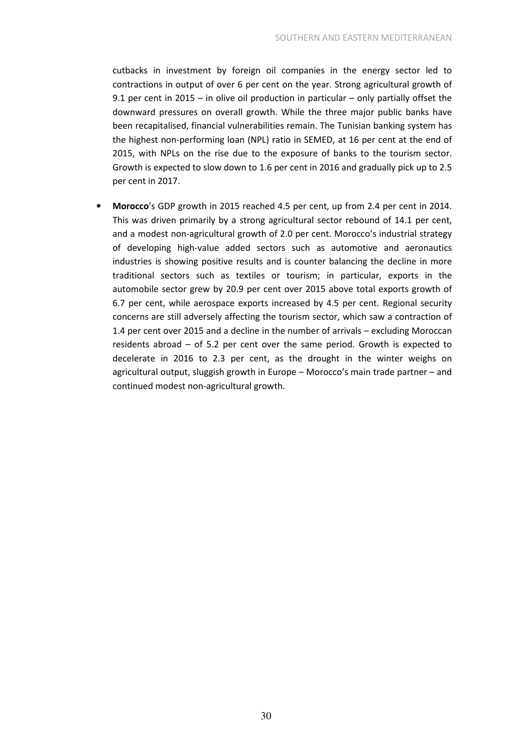cutbacks in investment by foreign oil companies in the energy sector led to contractions in output of over 6 per cent on the year. Strong agricultural growth of 9.1 per cent in 2015 – in olive oil production in particular – only partially offset the downward pressures on overall growth. While the three major public banks have been recapitalised, financial vulnerabilities remain. The Tunisian banking system has the highest non-performing loan (NPL) ratio in SEMED, at 16 per cent at the end of 2015, with NPLs on the rise due to the exposure of banks to the tourism sector. Growth is expected to slow down to 1.6 per cent in 2016 and gradually pick up to 2.5 per cent in 2017.

- **Morocco**'s GDP growth in 2015 reached 4.5 per cent, up from 2.4 per cent in 2014. This was driven primarily by a strong agricultural sector rebound of 14.1 per cent, and a modest non-agricultural growth of 2.0 per cent. Morocco's industrial strategy of developing high-value added sectors such as automotive and aeronautics industries is showing positive results and is counter balancing the decline in more traditional sectors such as textiles or tourism; in particular, exports in the automobile sector grew by 20.9 per cent over 2015 above total exports growth of 6.7 per cent, while aerospace exports increased by 4.5 per cent. Regional security concerns are still adversely affecting the tourism sector, which saw a contraction of 1.4 per cent over 2015 and a decline in the number of arrivals – excluding Moroccan residents abroad – of 5.2 per cent over the same period. Growth is expected to decelerate in 2016 to 2.3 per cent, as the drought in the winter weighs on agricultural output, sluggish growth in Europe – Morocco's main trade partner – and continued modest non-agricultural growth.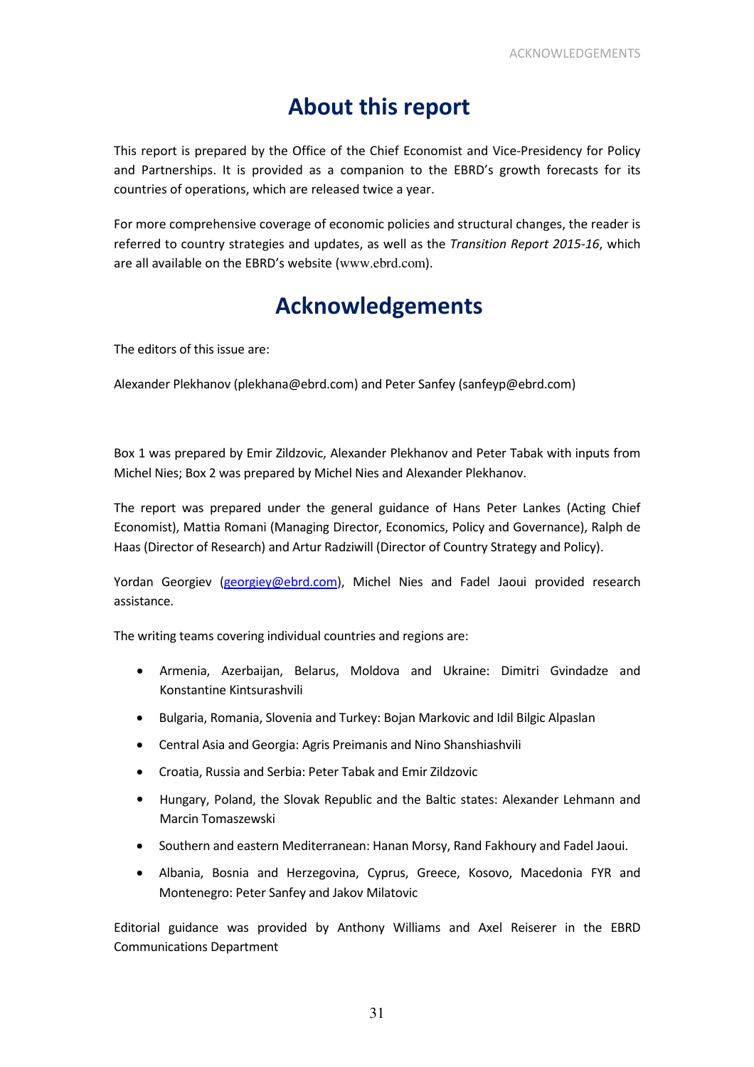# About this report

This report is prepared by the Office of the Chief Economist and Vice-Presidency for Policy and Partnerships. It is provided as a companion to the EBRD's growth forecasts for its countries of operations, which are released twice a year.

For more comprehensive coverage of economic policies and structural changes, the reader is referred to country strategies and updates, as well as the *Transition Report 2015-16*, which are all available on the EBRD's website (www.ebrd.com).

# Acknowledgements

The editors of this issue are:

Alexander Plekhanov (plekhana@ebrd.com) and Peter Sanfey (sanfeyp@ebrd.com)

Box 1 was prepared by Emir Zildzovic, Alexander Plekhanov and Peter Tabak with inputs from Michel Nies; Box 2 was prepared by Michel Nies and Alexander Plekhanov.

The report was prepared under the general guidance of Hans Peter Lankes (Acting Chief Economist), Mattia Romani (Managing Director, Economics, Policy and Governance), Ralph de Haas (Director of Research) and Artur Radziwill (Director of Country Strategy and Policy).

Yordan Georgiev (georgiey@ebrd.com), Michel Nies and Fadel Jaoui provided research assistance.

The writing teams covering individual countries and regions are:

- Armenia, Azerbaijan, Belarus, Moldova and Ukraine: Dimitri Gvindadze and Konstantine Kintsurashvili
- Bulgaria, Romania, Slovenia and Turkey: Bojan Markovic and Idil Bilgic Alpaslan
- Central Asia and Georgia: Agris Preimanis and Nino Shanshiashvili
- Croatia, Russia and Serbia: Peter Tabak and Emir Zildzovic
- Hungary, Poland, the Slovak Republic and the Baltic states: Alexander Lehmann and Marcin Tomaszewski
- Southern and eastern Mediterranean: Hanan Morsy, Rand Fakhoury and Fadel Jaoui.
- Albania, Bosnia and Herzegovina, Cyprus, Greece, Kosovo, Macedonia FYR and Montenegro: Peter Sanfey and Jakov Milatovic

Editorial guidance was provided by Anthony Williams and Axel Reiserer in the EBRD Communications Department